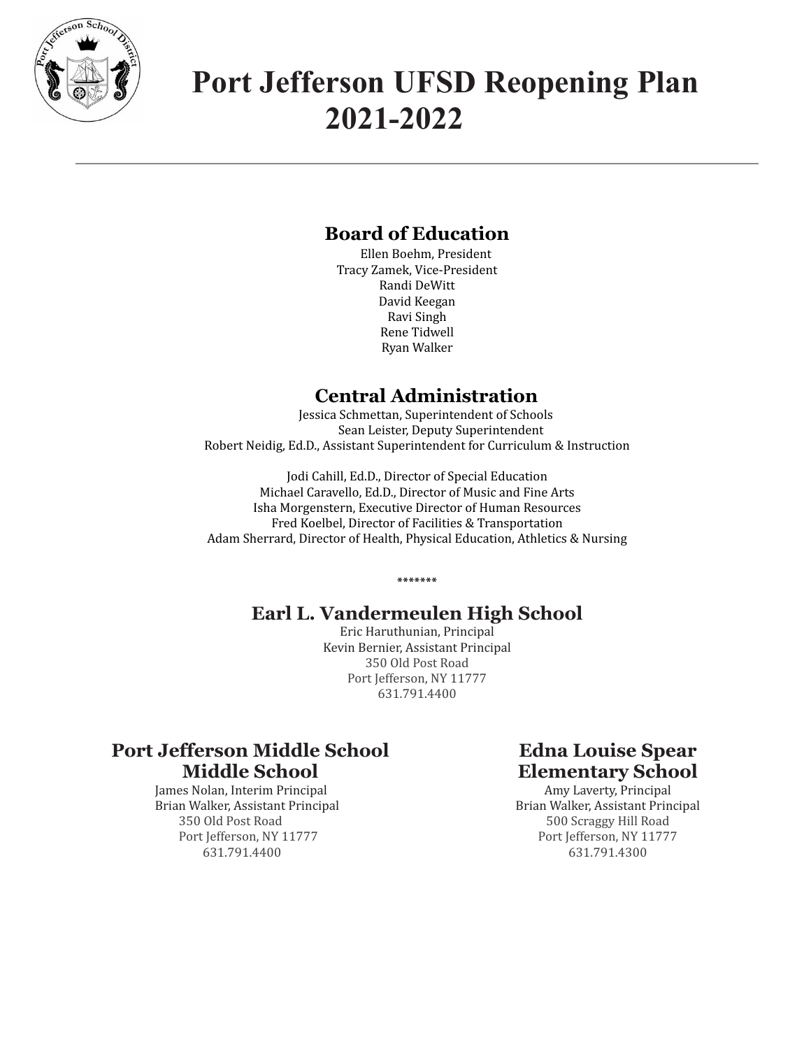# Port Jefferson UFSD Reopening Plan 2021-2022

## Board of Education

Ellen Boehm, President
Tracy Zamek, Vice-President
Randi DeWitt
David Keegan
Ravi Singh
Rene Tidwell
Ryan Walker

## Central Administration

Jessica Schmettan, Superintendent of Schools
Sean Leister, Deputy Superintendent
Robert Neidig, Ed.D., Assistant Superintendent for Curriculum & Instruction

Jodi Cahill, Ed.D., Director of Special Education
Michael Caravello, Ed.D., Director of Music and Fine Arts
Isha Morgenstern, Executive Director of Human Resources
Fred Koelbel, Director of Facilities & Transportation
Adam Sherrard, Director of Health, Physical Education, Athletics & Nursing

*******

## Earl L. Vandermeulen High School

Eric Haruthunian, Principal
Kevin Bernier, Assistant Principal
350 Old Post Road
Port Jefferson, NY 11777
631.791.4400

## Port Jefferson Middle School Middle School

James Nolan, Interim Principal
Brian Walker, Assistant Principal
350 Old Post Road
Port Jefferson, NY 11777
631.791.4400

## Edna Louise Spear Elementary School

Amy Laverty, Principal
Brian Walker, Assistant Principal
500 Scraggy Hill Road
Port Jefferson, NY 11777
631.791.4300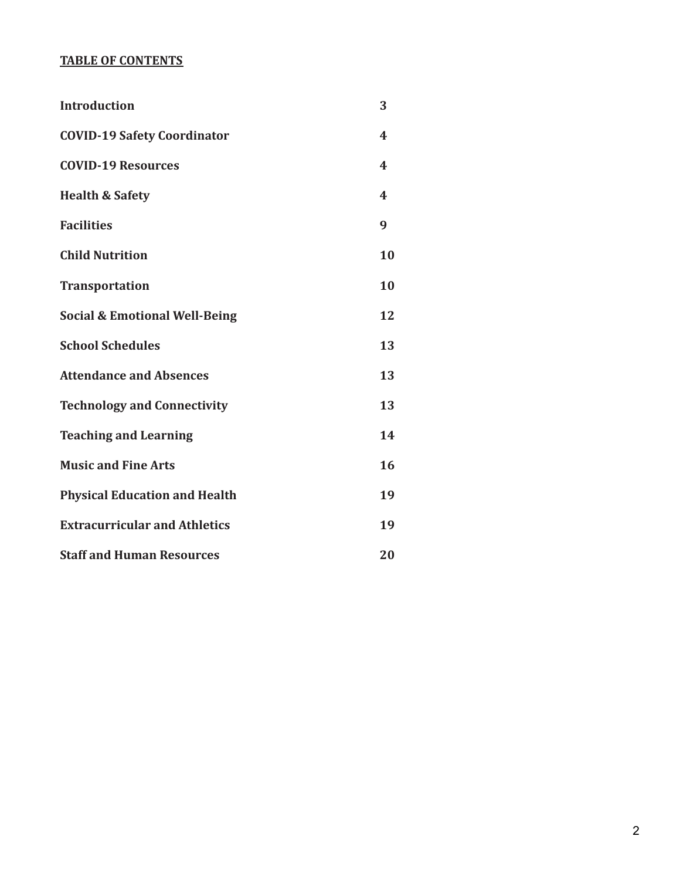## TABLE OF CONTENTS

| | |
|---|---|
| **Introduction** | **3** |
| **COVID-19 Safety Coordinator** | **4** |
| **COVID-19 Resources** | **4** |
| **Health & Safety** | **4** |
| **Facilities** | **9** |
| **Child Nutrition** | **10** |
| **Transportation** | **10** |
| **Social & Emotional Well-Being** | **12** |
| **School Schedules** | **13** |
| **Attendance and Absences** | **13** |
| **Technology and Connectivity** | **13** |
| **Teaching and Learning** | **14** |
| **Music and Fine Arts** | **16** |
| **Physical Education and Health** | **19** |
| **Extracurricular and Athletics** | **19** |
| **Staff and Human Resources** | **20** |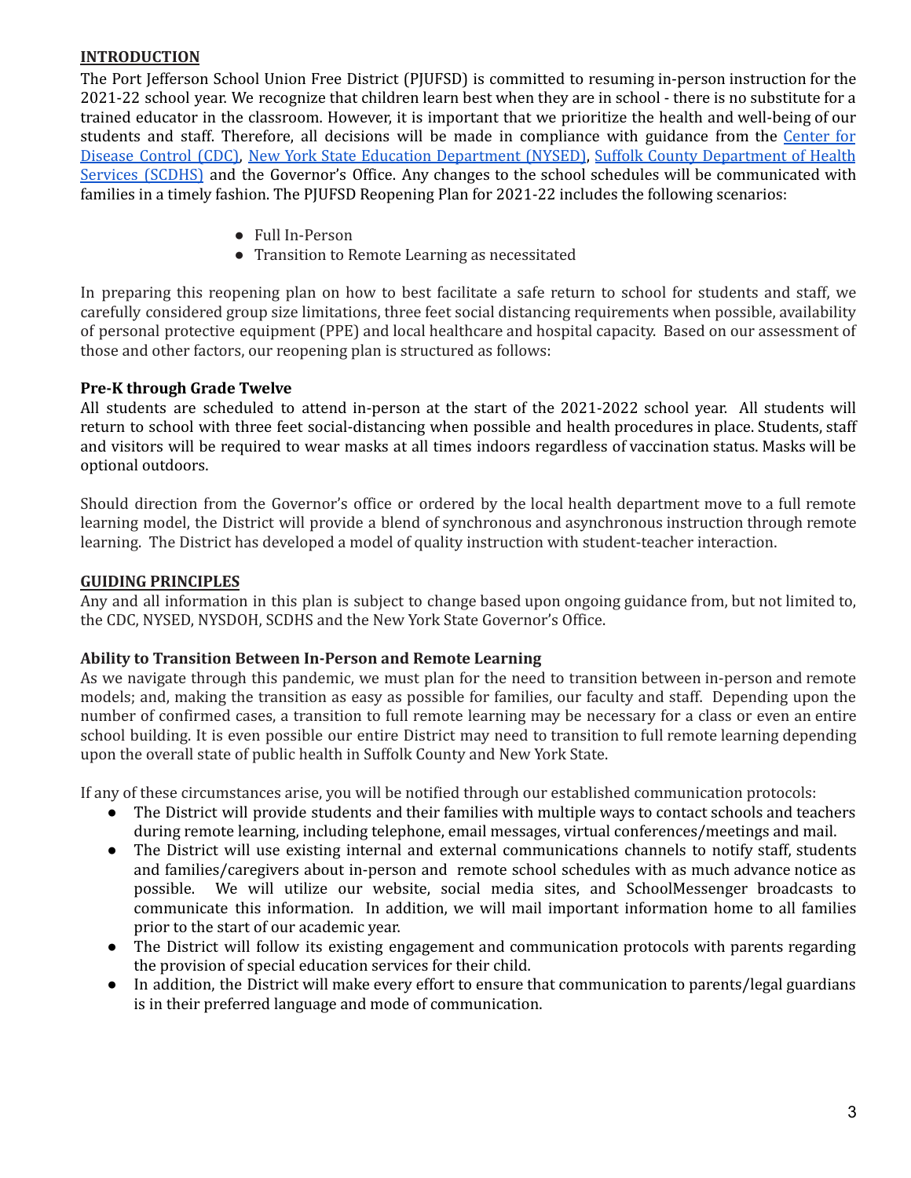## INTRODUCTION

The Port Jefferson School Union Free District (PJUFSD) is committed to resuming in-person instruction for the 2021-22 school year. We recognize that children learn best when they are in school - there is no substitute for a trained educator in the classroom. However, it is important that we prioritize the health and well-being of our students and staff. Therefore, all decisions will be made in compliance with guidance from the Center for Disease Control (CDC), New York State Education Department (NYSED), Suffolk County Department of Health Services (SCDHS) and the Governor's Office. Any changes to the school schedules will be communicated with families in a timely fashion. The PJUFSD Reopening Plan for 2021-22 includes the following scenarios:

- Full In-Person
- Transition to Remote Learning as necessitated

In preparing this reopening plan on how to best facilitate a safe return to school for students and staff, we carefully considered group size limitations, three feet social distancing requirements when possible, availability of personal protective equipment (PPE) and local healthcare and hospital capacity. Based on our assessment of those and other factors, our reopening plan is structured as follows:

### Pre-K through Grade Twelve

All students are scheduled to attend in-person at the start of the 2021-2022 school year. All students will return to school with three feet social-distancing when possible and health procedures in place. Students, staff and visitors will be required to wear masks at all times indoors regardless of vaccination status. Masks will be optional outdoors.

Should direction from the Governor's office or ordered by the local health department move to a full remote learning model, the District will provide a blend of synchronous and asynchronous instruction through remote learning. The District has developed a model of quality instruction with student-teacher interaction.

## GUIDING PRINCIPLES

Any and all information in this plan is subject to change based upon ongoing guidance from, but not limited to, the CDC, NYSED, NYSDOH, SCDHS and the New York State Governor's Office.

### Ability to Transition Between In-Person and Remote Learning

As we navigate through this pandemic, we must plan for the need to transition between in-person and remote models; and, making the transition as easy as possible for families, our faculty and staff. Depending upon the number of confirmed cases, a transition to full remote learning may be necessary for a class or even an entire school building. It is even possible our entire District may need to transition to full remote learning depending upon the overall state of public health in Suffolk County and New York State.

If any of these circumstances arise, you will be notified through our established communication protocols:

- The District will provide students and their families with multiple ways to contact schools and teachers during remote learning, including telephone, email messages, virtual conferences/meetings and mail.
- The District will use existing internal and external communications channels to notify staff, students and families/caregivers about in-person and remote school schedules with as much advance notice as possible. We will utilize our website, social media sites, and SchoolMessenger broadcasts to communicate this information. In addition, we will mail important information home to all families prior to the start of our academic year.
- The District will follow its existing engagement and communication protocols with parents regarding the provision of special education services for their child.
- In addition, the District will make every effort to ensure that communication to parents/legal guardians is in their preferred language and mode of communication.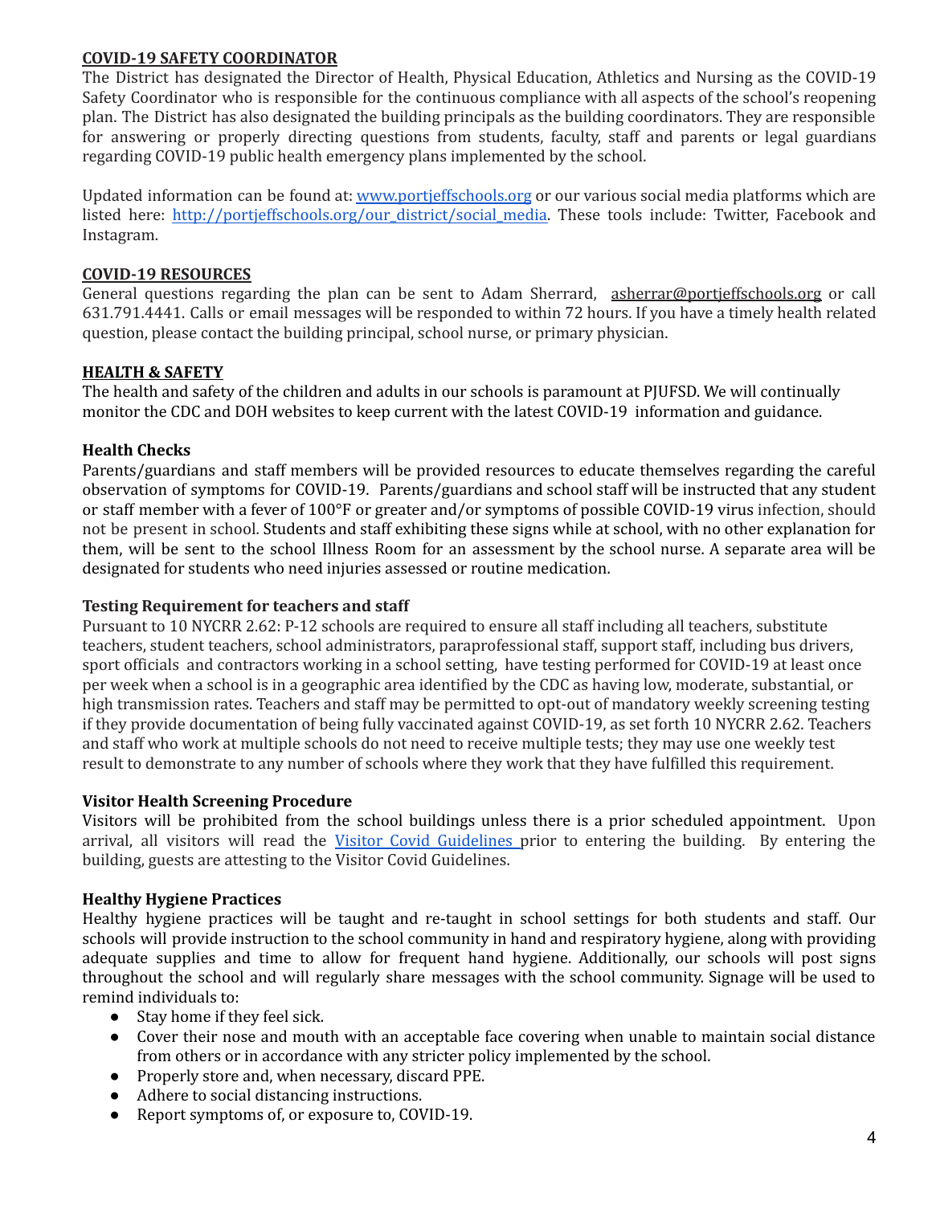## COVID-19 SAFETY COORDINATOR

The District has designated the Director of Health, Physical Education, Athletics and Nursing as the COVID-19 Safety Coordinator who is responsible for the continuous compliance with all aspects of the school's reopening plan. The District has also designated the building principals as the building coordinators. They are responsible for answering or properly directing questions from students, faculty, staff and parents or legal guardians regarding COVID-19 public health emergency plans implemented by the school.

Updated information can be found at: [www.portjeffschools.org](www.portjeffschools.org) or our various social media platforms which are listed here: [http://portjeffschools.org/our_district/social_media](http://portjeffschools.org/our_district/social_media). These tools include: Twitter, Facebook and Instagram.

## COVID-19 RESOURCES

General questions regarding the plan can be sent to Adam Sherrard, asherrar@portjeffschools.org or call 631.791.4441. Calls or email messages will be responded to within 72 hours. If you have a timely health related question, please contact the building principal, school nurse, or primary physician.

## HEALTH & SAFETY

The health and safety of the children and adults in our schools is paramount at PJUFSD. We will continually monitor the CDC and DOH websites to keep current with the latest COVID-19 information and guidance.

### Health Checks

Parents/guardians and staff members will be provided resources to educate themselves regarding the careful observation of symptoms for COVID-19. Parents/guardians and school staff will be instructed that any student or staff member with a fever of 100°F or greater and/or symptoms of possible COVID-19 virus infection, should not be present in school. Students and staff exhibiting these signs while at school, with no other explanation for them, will be sent to the school Illness Room for an assessment by the school nurse. A separate area will be designated for students who need injuries assessed or routine medication.

### Testing Requirement for teachers and staff

Pursuant to 10 NYCRR 2.62: P-12 schools are required to ensure all staff including all teachers, substitute teachers, student teachers, school administrators, paraprofessional staff, support staff, including bus drivers, sport officials and contractors working in a school setting, have testing performed for COVID-19 at least once per week when a school is in a geographic area identified by the CDC as having low, moderate, substantial, or high transmission rates. Teachers and staff may be permitted to opt-out of mandatory weekly screening testing if they provide documentation of being fully vaccinated against COVID-19, as set forth 10 NYCRR 2.62. Teachers and staff who work at multiple schools do not need to receive multiple tests; they may use one weekly test result to demonstrate to any number of schools where they work that they have fulfilled this requirement.

### Visitor Health Screening Procedure

Visitors will be prohibited from the school buildings unless there is a prior scheduled appointment. Upon arrival, all visitors will read the Visitor Covid Guidelines prior to entering the building. By entering the building, guests are attesting to the Visitor Covid Guidelines.

### Healthy Hygiene Practices

Healthy hygiene practices will be taught and re-taught in school settings for both students and staff. Our schools will provide instruction to the school community in hand and respiratory hygiene, along with providing adequate supplies and time to allow for frequent hand hygiene. Additionally, our schools will post signs throughout the school and will regularly share messages with the school community. Signage will be used to remind individuals to:

- Stay home if they feel sick.
- Cover their nose and mouth with an acceptable face covering when unable to maintain social distance from others or in accordance with any stricter policy implemented by the school.
- Properly store and, when necessary, discard PPE.
- Adhere to social distancing instructions.
- Report symptoms of, or exposure to, COVID-19.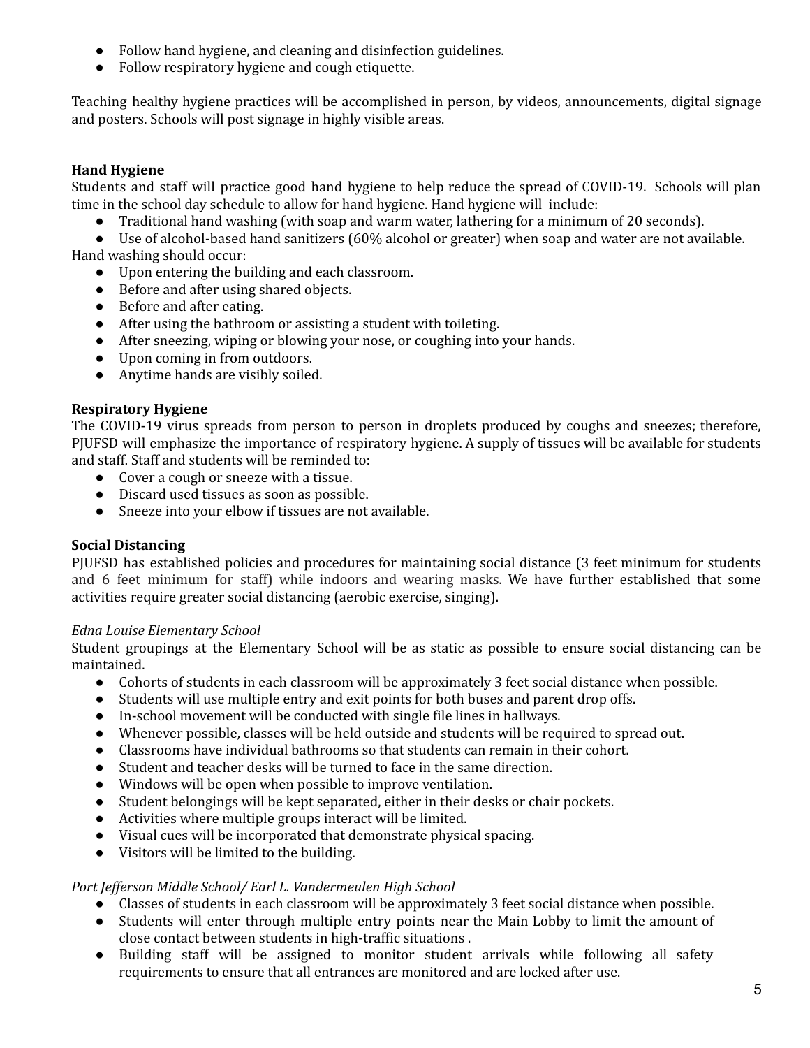- Follow hand hygiene, and cleaning and disinfection guidelines.
- Follow respiratory hygiene and cough etiquette.

Teaching healthy hygiene practices will be accomplished in person, by videos, announcements, digital signage and posters. Schools will post signage in highly visible areas.

**Hand Hygiene**

Students and staff will practice good hand hygiene to help reduce the spread of COVID-19. Schools will plan time in the school day schedule to allow for hand hygiene. Hand hygiene will include:

- Traditional hand washing (with soap and warm water, lathering for a minimum of 20 seconds).
- Use of alcohol-based hand sanitizers (60% alcohol or greater) when soap and water are not available.

Hand washing should occur:

- Upon entering the building and each classroom.
- Before and after using shared objects.
- Before and after eating.
- After using the bathroom or assisting a student with toileting.
- After sneezing, wiping or blowing your nose, or coughing into your hands.
- Upon coming in from outdoors.
- Anytime hands are visibly soiled.

**Respiratory Hygiene**

The COVID-19 virus spreads from person to person in droplets produced by coughs and sneezes; therefore, PJUFSD will emphasize the importance of respiratory hygiene. A supply of tissues will be available for students and staff. Staff and students will be reminded to:

- Cover a cough or sneeze with a tissue.
- Discard used tissues as soon as possible.
- Sneeze into your elbow if tissues are not available.

**Social Distancing**

PJUFSD has established policies and procedures for maintaining social distance (3 feet minimum for students and 6 feet minimum for staff) while indoors and wearing masks. We have further established that some activities require greater social distancing (aerobic exercise, singing).

*Edna Louise Elementary School*

Student groupings at the Elementary School will be as static as possible to ensure social distancing can be maintained.

- Cohorts of students in each classroom will be approximately 3 feet social distance when possible.
- Students will use multiple entry and exit points for both buses and parent drop offs.
- In-school movement will be conducted with single file lines in hallways.
- Whenever possible, classes will be held outside and students will be required to spread out.
- Classrooms have individual bathrooms so that students can remain in their cohort.
- Student and teacher desks will be turned to face in the same direction.
- Windows will be open when possible to improve ventilation.
- Student belongings will be kept separated, either in their desks or chair pockets.
- Activities where multiple groups interact will be limited.
- Visual cues will be incorporated that demonstrate physical spacing.
- Visitors will be limited to the building.

*Port Jefferson Middle School/ Earl L. Vandermeulen High School*

- Classes of students in each classroom will be approximately 3 feet social distance when possible.
- Students will enter through multiple entry points near the Main Lobby to limit the amount of close contact between students in high-traffic situations .
- Building staff will be assigned to monitor student arrivals while following all safety requirements to ensure that all entrances are monitored and are locked after use.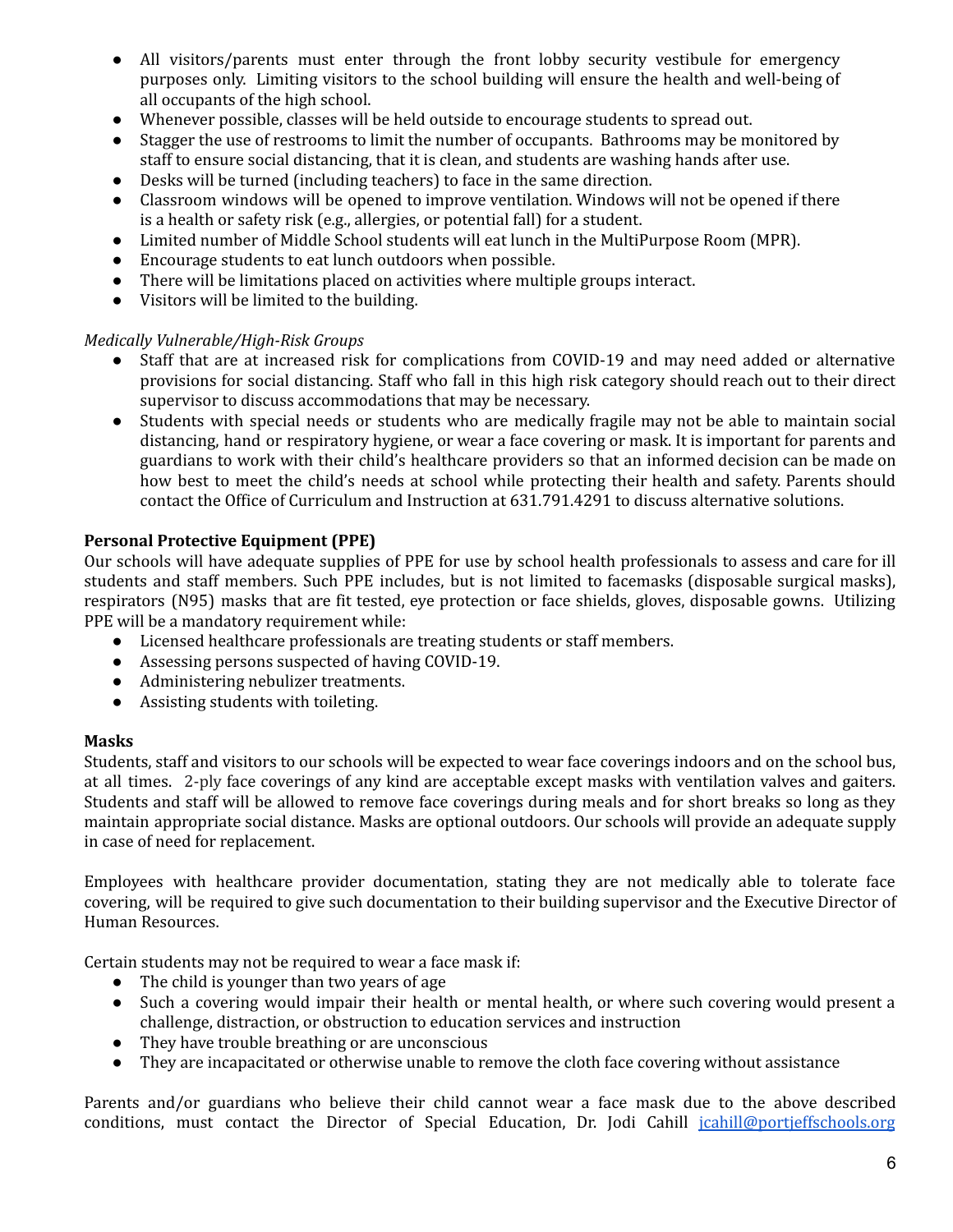- All visitors/parents must enter through the front lobby security vestibule for emergency purposes only. Limiting visitors to the school building will ensure the health and well-being of all occupants of the high school.
- Whenever possible, classes will be held outside to encourage students to spread out.
- Stagger the use of restrooms to limit the number of occupants. Bathrooms may be monitored by staff to ensure social distancing, that it is clean, and students are washing hands after use.
- Desks will be turned (including teachers) to face in the same direction.
- Classroom windows will be opened to improve ventilation. Windows will not be opened if there is a health or safety risk (e.g., allergies, or potential fall) for a student.
- Limited number of Middle School students will eat lunch in the MultiPurpose Room (MPR).
- Encourage students to eat lunch outdoors when possible.
- There will be limitations placed on activities where multiple groups interact.
- Visitors will be limited to the building.

*Medically Vulnerable/High-Risk Groups*

- Staff that are at increased risk for complications from COVID-19 and may need added or alternative provisions for social distancing. Staff who fall in this high risk category should reach out to their direct supervisor to discuss accommodations that may be necessary.
- Students with special needs or students who are medically fragile may not be able to maintain social distancing, hand or respiratory hygiene, or wear a face covering or mask. It is important for parents and guardians to work with their child's healthcare providers so that an informed decision can be made on how best to meet the child's needs at school while protecting their health and safety. Parents should contact the Office of Curriculum and Instruction at 631.791.4291 to discuss alternative solutions.

**Personal Protective Equipment (PPE)**

Our schools will have adequate supplies of PPE for use by school health professionals to assess and care for ill students and staff members. Such PPE includes, but is not limited to facemasks (disposable surgical masks), respirators (N95) masks that are fit tested, eye protection or face shields, gloves, disposable gowns. Utilizing PPE will be a mandatory requirement while:

- Licensed healthcare professionals are treating students or staff members.
- Assessing persons suspected of having COVID-19.
- Administering nebulizer treatments.
- Assisting students with toileting.

**Masks**

Students, staff and visitors to our schools will be expected to wear face coverings indoors and on the school bus, at all times. 2-ply face coverings of any kind are acceptable except masks with ventilation valves and gaiters. Students and staff will be allowed to remove face coverings during meals and for short breaks so long as they maintain appropriate social distance. Masks are optional outdoors. Our schools will provide an adequate supply in case of need for replacement.

Employees with healthcare provider documentation, stating they are not medically able to tolerate face covering, will be required to give such documentation to their building supervisor and the Executive Director of Human Resources.

Certain students may not be required to wear a face mask if:

- The child is younger than two years of age
- Such a covering would impair their health or mental health, or where such covering would present a challenge, distraction, or obstruction to education services and instruction
- They have trouble breathing or are unconscious
- They are incapacitated or otherwise unable to remove the cloth face covering without assistance

Parents and/or guardians who believe their child cannot wear a face mask due to the above described conditions, must contact the Director of Special Education, Dr. Jodi Cahill jcahill@portjeffschools.org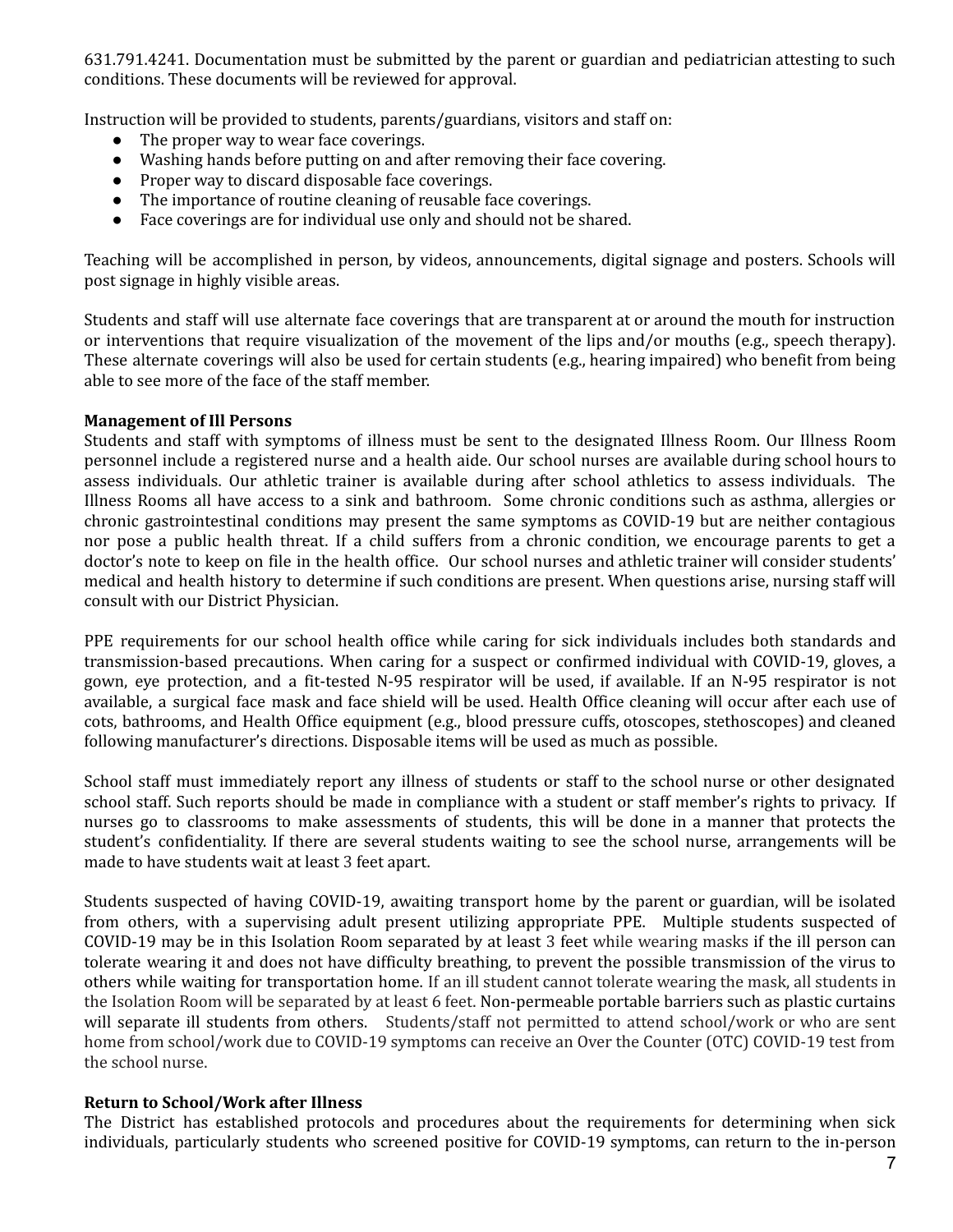631.791.4241. Documentation must be submitted by the parent or guardian and pediatrician attesting to such conditions. These documents will be reviewed for approval.

Instruction will be provided to students, parents/guardians, visitors and staff on:

- The proper way to wear face coverings.
- Washing hands before putting on and after removing their face covering.
- Proper way to discard disposable face coverings.
- The importance of routine cleaning of reusable face coverings.
- Face coverings are for individual use only and should not be shared.

Teaching will be accomplished in person, by videos, announcements, digital signage and posters. Schools will post signage in highly visible areas.

Students and staff will use alternate face coverings that are transparent at or around the mouth for instruction or interventions that require visualization of the movement of the lips and/or mouths (e.g., speech therapy). These alternate coverings will also be used for certain students (e.g., hearing impaired) who benefit from being able to see more of the face of the staff member.

**Management of Ill Persons**
Students and staff with symptoms of illness must be sent to the designated Illness Room. Our Illness Room personnel include a registered nurse and a health aide. Our school nurses are available during school hours to assess individuals. Our athletic trainer is available during after school athletics to assess individuals. The Illness Rooms all have access to a sink and bathroom. Some chronic conditions such as asthma, allergies or chronic gastrointestinal conditions may present the same symptoms as COVID-19 but are neither contagious nor pose a public health threat. If a child suffers from a chronic condition, we encourage parents to get a doctor's note to keep on file in the health office. Our school nurses and athletic trainer will consider students' medical and health history to determine if such conditions are present. When questions arise, nursing staff will consult with our District Physician.

PPE requirements for our school health office while caring for sick individuals includes both standards and transmission-based precautions. When caring for a suspect or confirmed individual with COVID-19, gloves, a gown, eye protection, and a fit-tested N-95 respirator will be used, if available. If an N-95 respirator is not available, a surgical face mask and face shield will be used. Health Office cleaning will occur after each use of cots, bathrooms, and Health Office equipment (e.g., blood pressure cuffs, otoscopes, stethoscopes) and cleaned following manufacturer's directions. Disposable items will be used as much as possible.

School staff must immediately report any illness of students or staff to the school nurse or other designated school staff. Such reports should be made in compliance with a student or staff member's rights to privacy. If nurses go to classrooms to make assessments of students, this will be done in a manner that protects the student's confidentiality. If there are several students waiting to see the school nurse, arrangements will be made to have students wait at least 3 feet apart.

Students suspected of having COVID-19, awaiting transport home by the parent or guardian, will be isolated from others, with a supervising adult present utilizing appropriate PPE. Multiple students suspected of COVID-19 may be in this Isolation Room separated by at least 3 feet while wearing masks if the ill person can tolerate wearing it and does not have difficulty breathing, to prevent the possible transmission of the virus to others while waiting for transportation home. If an ill student cannot tolerate wearing the mask, all students in the Isolation Room will be separated by at least 6 feet. Non-permeable portable barriers such as plastic curtains will separate ill students from others. Students/staff not permitted to attend school/work or who are sent home from school/work due to COVID-19 symptoms can receive an Over the Counter (OTC) COVID-19 test from the school nurse.

**Return to School/Work after Illness**
The District has established protocols and procedures about the requirements for determining when sick individuals, particularly students who screened positive for COVID-19 symptoms, can return to the in-person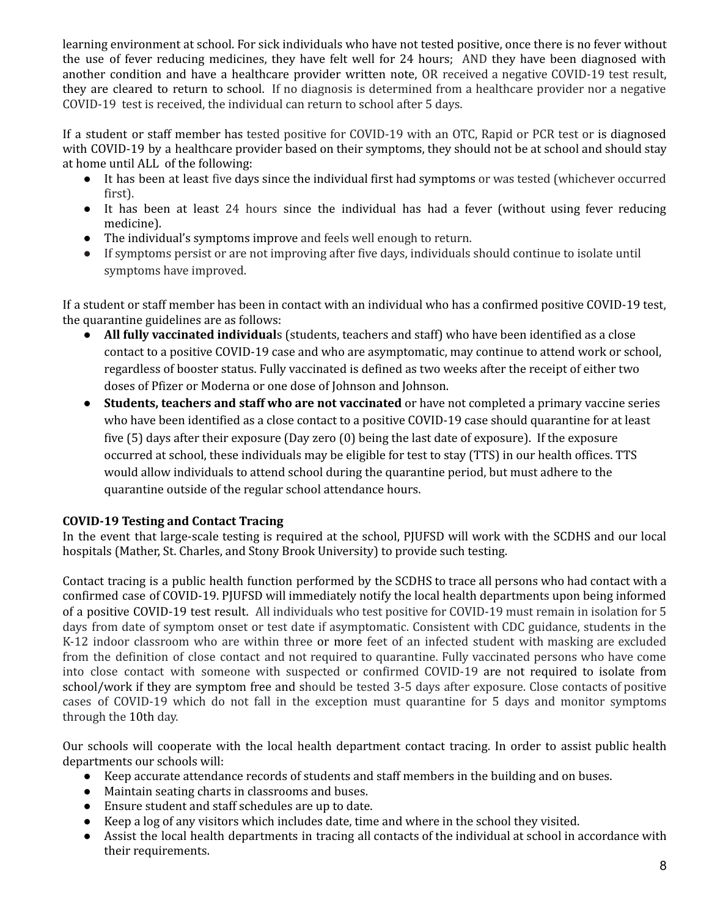learning environment at school. For sick individuals who have not tested positive, once there is no fever without the use of fever reducing medicines, they have felt well for 24 hours; AND they have been diagnosed with another condition and have a healthcare provider written note, OR received a negative COVID-19 test result, they are cleared to return to school. If no diagnosis is determined from a healthcare provider nor a negative COVID-19 test is received, the individual can return to school after 5 days.

If a student or staff member has tested positive for COVID-19 with an OTC, Rapid or PCR test or is diagnosed with COVID-19 by a healthcare provider based on their symptoms, they should not be at school and should stay at home until ALL of the following:

- It has been at least five days since the individual first had symptoms or was tested (whichever occurred first).
- It has been at least 24 hours since the individual has had a fever (without using fever reducing medicine).
- The individual's symptoms improve and feels well enough to return.
- If symptoms persist or are not improving after five days, individuals should continue to isolate until symptoms have improved.

If a student or staff member has been in contact with an individual who has a confirmed positive COVID-19 test, the quarantine guidelines are as follows:

- **All fully vaccinated individual**s (students, teachers and staff) who have been identified as a close contact to a positive COVID-19 case and who are asymptomatic, may continue to attend work or school, regardless of booster status. Fully vaccinated is defined as two weeks after the receipt of either two doses of Pfizer or Moderna or one dose of Johnson and Johnson.
- **Students, teachers and staff who are not vaccinated** or have not completed a primary vaccine series who have been identified as a close contact to a positive COVID-19 case should quarantine for at least five (5) days after their exposure (Day zero (0) being the last date of exposure). If the exposure occurred at school, these individuals may be eligible for test to stay (TTS) in our health offices. TTS would allow individuals to attend school during the quarantine period, but must adhere to the quarantine outside of the regular school attendance hours.

**COVID-19 Testing and Contact Tracing**

In the event that large-scale testing is required at the school, PJUFSD will work with the SCDHS and our local hospitals (Mather, St. Charles, and Stony Brook University) to provide such testing.

Contact tracing is a public health function performed by the SCDHS to trace all persons who had contact with a confirmed case of COVID-19. PJUFSD will immediately notify the local health departments upon being informed of a positive COVID-19 test result. All individuals who test positive for COVID-19 must remain in isolation for 5 days from date of symptom onset or test date if asymptomatic. Consistent with CDC guidance, students in the K-12 indoor classroom who are within three or more feet of an infected student with masking are excluded from the definition of close contact and not required to quarantine. Fully vaccinated persons who have come into close contact with someone with suspected or confirmed COVID-19 are not required to isolate from school/work if they are symptom free and should be tested 3-5 days after exposure. Close contacts of positive cases of COVID-19 which do not fall in the exception must quarantine for 5 days and monitor symptoms through the 10th day.

Our schools will cooperate with the local health department contact tracing. In order to assist public health departments our schools will:

- Keep accurate attendance records of students and staff members in the building and on buses.
- Maintain seating charts in classrooms and buses.
- Ensure student and staff schedules are up to date.
- Keep a log of any visitors which includes date, time and where in the school they visited.
- Assist the local health departments in tracing all contacts of the individual at school in accordance with their requirements.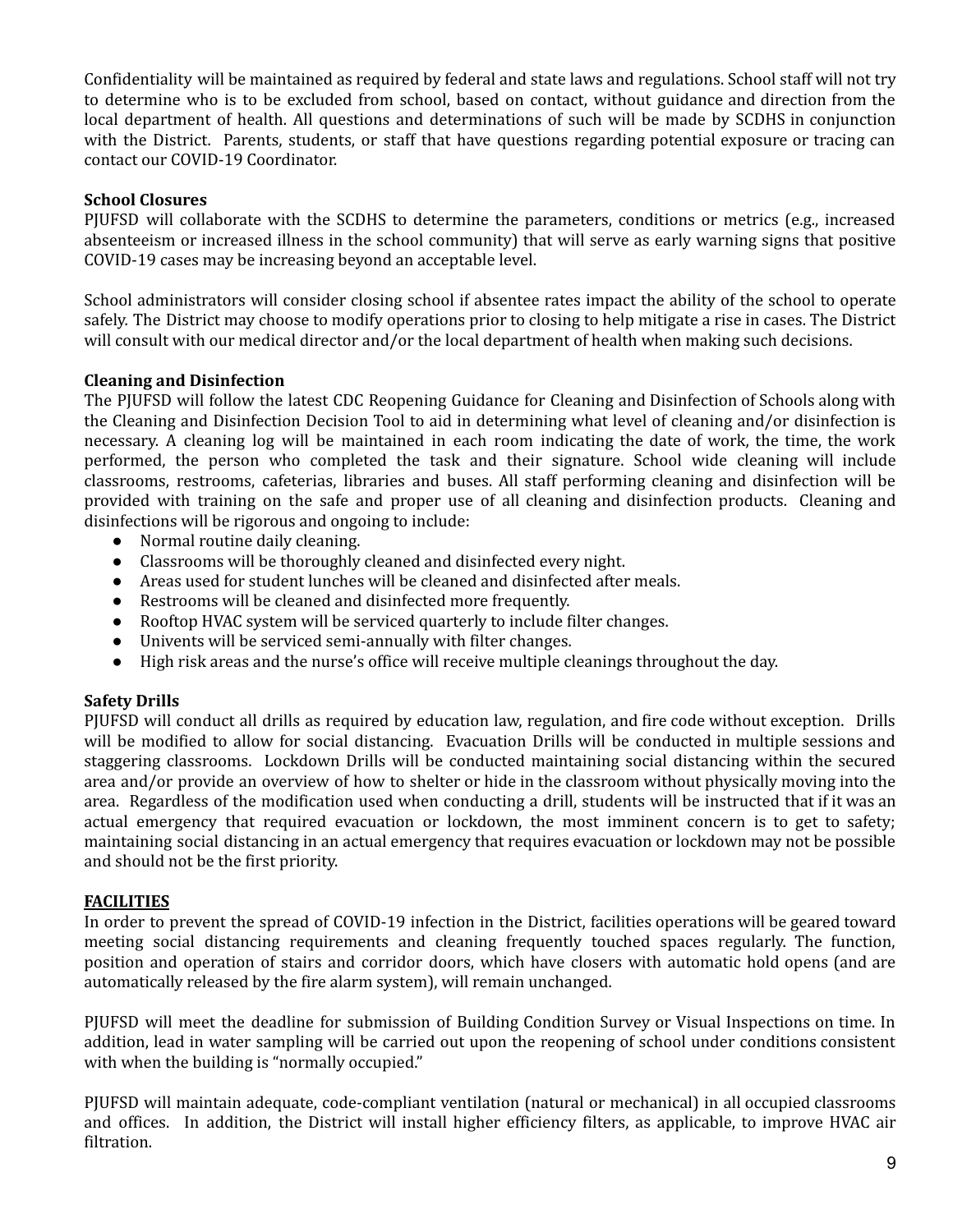Confidentiality will be maintained as required by federal and state laws and regulations. School staff will not try to determine who is to be excluded from school, based on contact, without guidance and direction from the local department of health. All questions and determinations of such will be made by SCDHS in conjunction with the District. Parents, students, or staff that have questions regarding potential exposure or tracing can contact our COVID-19 Coordinator.

**School Closures**

PJUFSD will collaborate with the SCDHS to determine the parameters, conditions or metrics (e.g., increased absenteeism or increased illness in the school community) that will serve as early warning signs that positive COVID-19 cases may be increasing beyond an acceptable level.

School administrators will consider closing school if absentee rates impact the ability of the school to operate safely. The District may choose to modify operations prior to closing to help mitigate a rise in cases. The District will consult with our medical director and/or the local department of health when making such decisions.

**Cleaning and Disinfection**

The PJUFSD will follow the latest CDC Reopening Guidance for Cleaning and Disinfection of Schools along with the Cleaning and Disinfection Decision Tool to aid in determining what level of cleaning and/or disinfection is necessary. A cleaning log will be maintained in each room indicating the date of work, the time, the work performed, the person who completed the task and their signature. School wide cleaning will include classrooms, restrooms, cafeterias, libraries and buses. All staff performing cleaning and disinfection will be provided with training on the safe and proper use of all cleaning and disinfection products. Cleaning and disinfections will be rigorous and ongoing to include:

- Normal routine daily cleaning.
- Classrooms will be thoroughly cleaned and disinfected every night.
- Areas used for student lunches will be cleaned and disinfected after meals.
- Restrooms will be cleaned and disinfected more frequently.
- Rooftop HVAC system will be serviced quarterly to include filter changes.
- Univents will be serviced semi-annually with filter changes.
- High risk areas and the nurse's office will receive multiple cleanings throughout the day.

**Safety Drills**

PJUFSD will conduct all drills as required by education law, regulation, and fire code without exception. Drills will be modified to allow for social distancing. Evacuation Drills will be conducted in multiple sessions and staggering classrooms. Lockdown Drills will be conducted maintaining social distancing within the secured area and/or provide an overview of how to shelter or hide in the classroom without physically moving into the area. Regardless of the modification used when conducting a drill, students will be instructed that if it was an actual emergency that required evacuation or lockdown, the most imminent concern is to get to safety; maintaining social distancing in an actual emergency that requires evacuation or lockdown may not be possible and should not be the first priority.

## FACILITIES

In order to prevent the spread of COVID-19 infection in the District, facilities operations will be geared toward meeting social distancing requirements and cleaning frequently touched spaces regularly. The function, position and operation of stairs and corridor doors, which have closers with automatic hold opens (and are automatically released by the fire alarm system), will remain unchanged.

PJUFSD will meet the deadline for submission of Building Condition Survey or Visual Inspections on time. In addition, lead in water sampling will be carried out upon the reopening of school under conditions consistent with when the building is "normally occupied."

PJUFSD will maintain adequate, code-compliant ventilation (natural or mechanical) in all occupied classrooms and offices. In addition, the District will install higher efficiency filters, as applicable, to improve HVAC air filtration.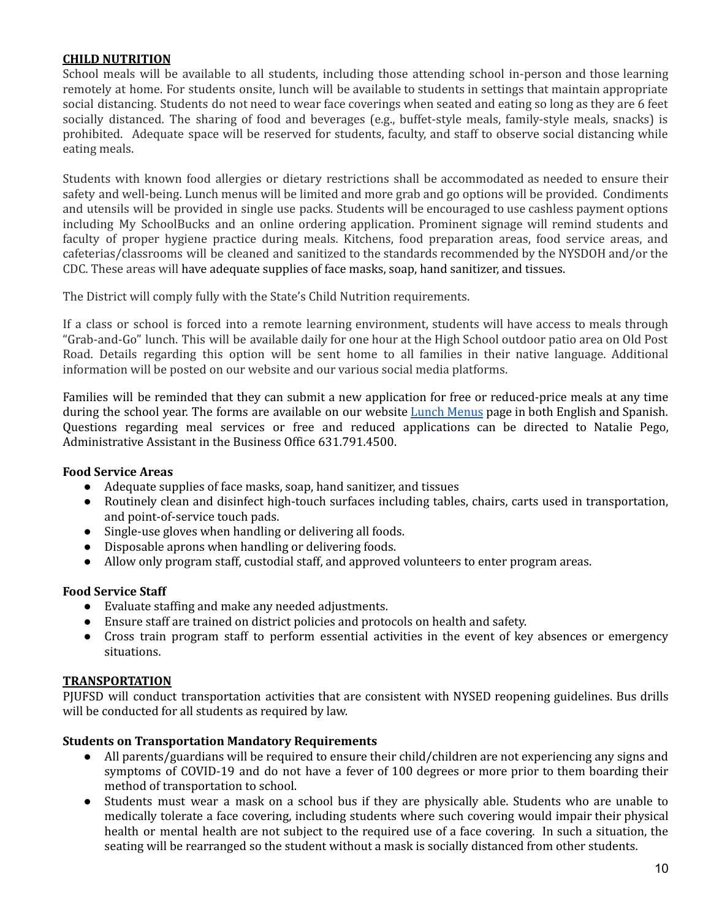## CHILD NUTRITION

School meals will be available to all students, including those attending school in-person and those learning remotely at home. For students onsite, lunch will be available to students in settings that maintain appropriate social distancing. Students do not need to wear face coverings when seated and eating so long as they are 6 feet socially distanced. The sharing of food and beverages (e.g., buffet-style meals, family-style meals, snacks) is prohibited. Adequate space will be reserved for students, faculty, and staff to observe social distancing while eating meals.

Students with known food allergies or dietary restrictions shall be accommodated as needed to ensure their safety and well-being. Lunch menus will be limited and more grab and go options will be provided. Condiments and utensils will be provided in single use packs. Students will be encouraged to use cashless payment options including My SchoolBucks and an online ordering application. Prominent signage will remind students and faculty of proper hygiene practice during meals. Kitchens, food preparation areas, food service areas, and cafeterias/classrooms will be cleaned and sanitized to the standards recommended by the NYSDOH and/or the CDC. These areas will have adequate supplies of face masks, soap, hand sanitizer, and tissues.

The District will comply fully with the State's Child Nutrition requirements.

If a class or school is forced into a remote learning environment, students will have access to meals through "Grab-and-Go" lunch. This will be available daily for one hour at the High School outdoor patio area on Old Post Road. Details regarding this option will be sent home to all families in their native language. Additional information will be posted on our website and our various social media platforms.

Families will be reminded that they can submit a new application for free or reduced-price meals at any time during the school year. The forms are available on our website Lunch Menus page in both English and Spanish. Questions regarding meal services or free and reduced applications can be directed to Natalie Pego, Administrative Assistant in the Business Office 631.791.4500.

### Food Service Areas

- Adequate supplies of face masks, soap, hand sanitizer, and tissues
- Routinely clean and disinfect high-touch surfaces including tables, chairs, carts used in transportation, and point-of-service touch pads.
- Single-use gloves when handling or delivering all foods.
- Disposable aprons when handling or delivering foods.
- Allow only program staff, custodial staff, and approved volunteers to enter program areas.

### Food Service Staff

- Evaluate staffing and make any needed adjustments.
- Ensure staff are trained on district policies and protocols on health and safety.
- Cross train program staff to perform essential activities in the event of key absences or emergency situations.

## TRANSPORTATION

PJUFSD will conduct transportation activities that are consistent with NYSED reopening guidelines. Bus drills will be conducted for all students as required by law.

### Students on Transportation Mandatory Requirements

- All parents/guardians will be required to ensure their child/children are not experiencing any signs and symptoms of COVID-19 and do not have a fever of 100 degrees or more prior to them boarding their method of transportation to school.
- Students must wear a mask on a school bus if they are physically able. Students who are unable to medically tolerate a face covering, including students where such covering would impair their physical health or mental health are not subject to the required use of a face covering. In such a situation, the seating will be rearranged so the student without a mask is socially distanced from other students.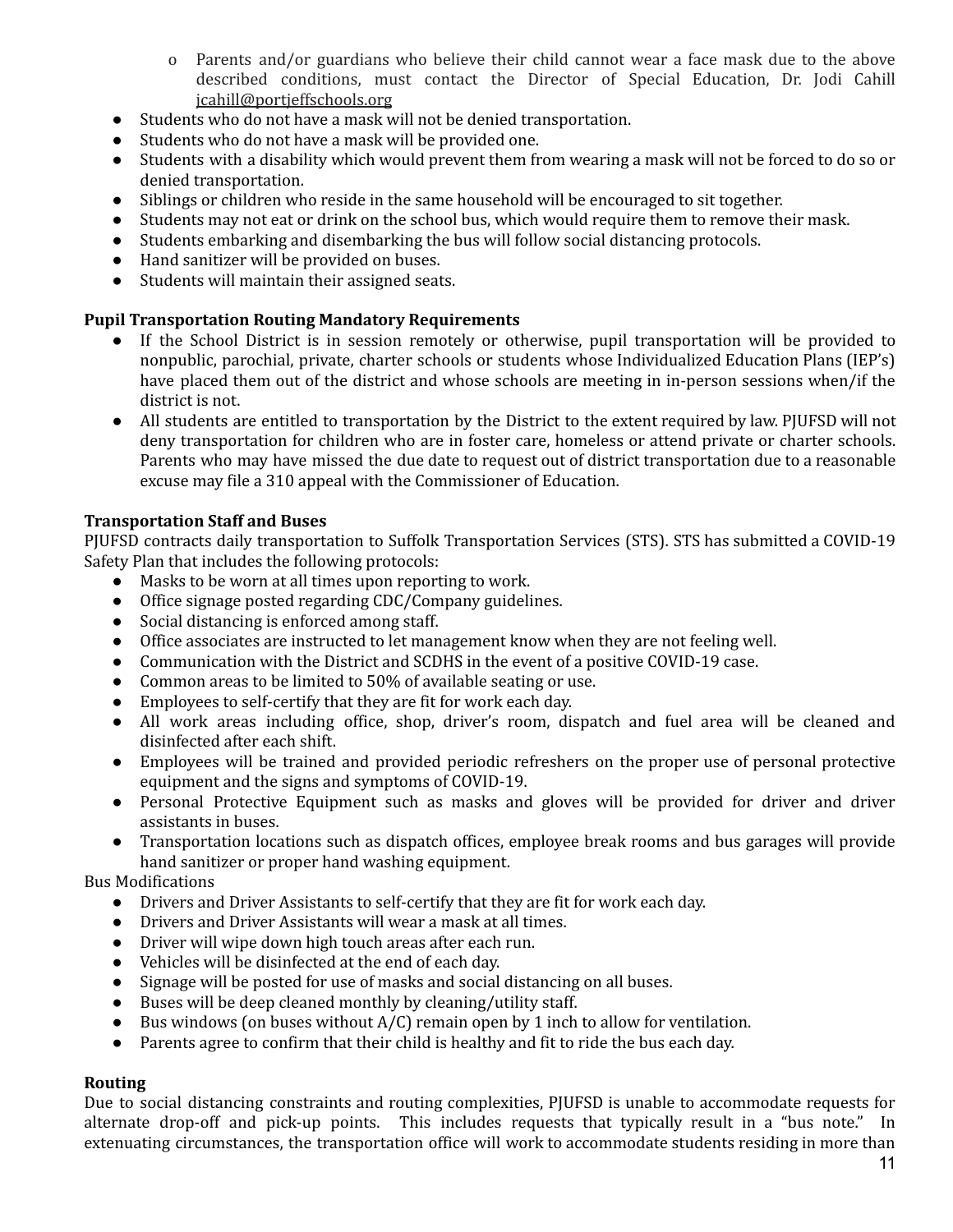- Parents and/or guardians who believe their child cannot wear a face mask due to the above described conditions, must contact the Director of Special Education, Dr. Jodi Cahill jcahill@portjeffschools.org

- Students who do not have a mask will not be denied transportation.
- Students who do not have a mask will be provided one.
- Students with a disability which would prevent them from wearing a mask will not be forced to do so or denied transportation.
- Siblings or children who reside in the same household will be encouraged to sit together.
- Students may not eat or drink on the school bus, which would require them to remove their mask.
- Students embarking and disembarking the bus will follow social distancing protocols.
- Hand sanitizer will be provided on buses.
- Students will maintain their assigned seats.

**Pupil Transportation Routing Mandatory Requirements**

- If the School District is in session remotely or otherwise, pupil transportation will be provided to nonpublic, parochial, private, charter schools or students whose Individualized Education Plans (IEP's) have placed them out of the district and whose schools are meeting in in-person sessions when/if the district is not.
- All students are entitled to transportation by the District to the extent required by law. PJUFSD will not deny transportation for children who are in foster care, homeless or attend private or charter schools. Parents who may have missed the due date to request out of district transportation due to a reasonable excuse may file a 310 appeal with the Commissioner of Education.

**Transportation Staff and Buses**

PJUFSD contracts daily transportation to Suffolk Transportation Services (STS). STS has submitted a COVID-19 Safety Plan that includes the following protocols:

- Masks to be worn at all times upon reporting to work.
- Office signage posted regarding CDC/Company guidelines.
- Social distancing is enforced among staff.
- Office associates are instructed to let management know when they are not feeling well.
- Communication with the District and SCDHS in the event of a positive COVID-19 case.
- Common areas to be limited to 50% of available seating or use.
- Employees to self-certify that they are fit for work each day.
- All work areas including office, shop, driver's room, dispatch and fuel area will be cleaned and disinfected after each shift.
- Employees will be trained and provided periodic refreshers on the proper use of personal protective equipment and the signs and symptoms of COVID-19.
- Personal Protective Equipment such as masks and gloves will be provided for driver and driver assistants in buses.
- Transportation locations such as dispatch offices, employee break rooms and bus garages will provide hand sanitizer or proper hand washing equipment.

Bus Modifications

- Drivers and Driver Assistants to self-certify that they are fit for work each day.
- Drivers and Driver Assistants will wear a mask at all times.
- Driver will wipe down high touch areas after each run.
- Vehicles will be disinfected at the end of each day.
- Signage will be posted for use of masks and social distancing on all buses.
- Buses will be deep cleaned monthly by cleaning/utility staff.
- Bus windows (on buses without A/C) remain open by 1 inch to allow for ventilation.
- Parents agree to confirm that their child is healthy and fit to ride the bus each day.

**Routing**

Due to social distancing constraints and routing complexities, PJUFSD is unable to accommodate requests for alternate drop-off and pick-up points. This includes requests that typically result in a "bus note." In extenuating circumstances, the transportation office will work to accommodate students residing in more than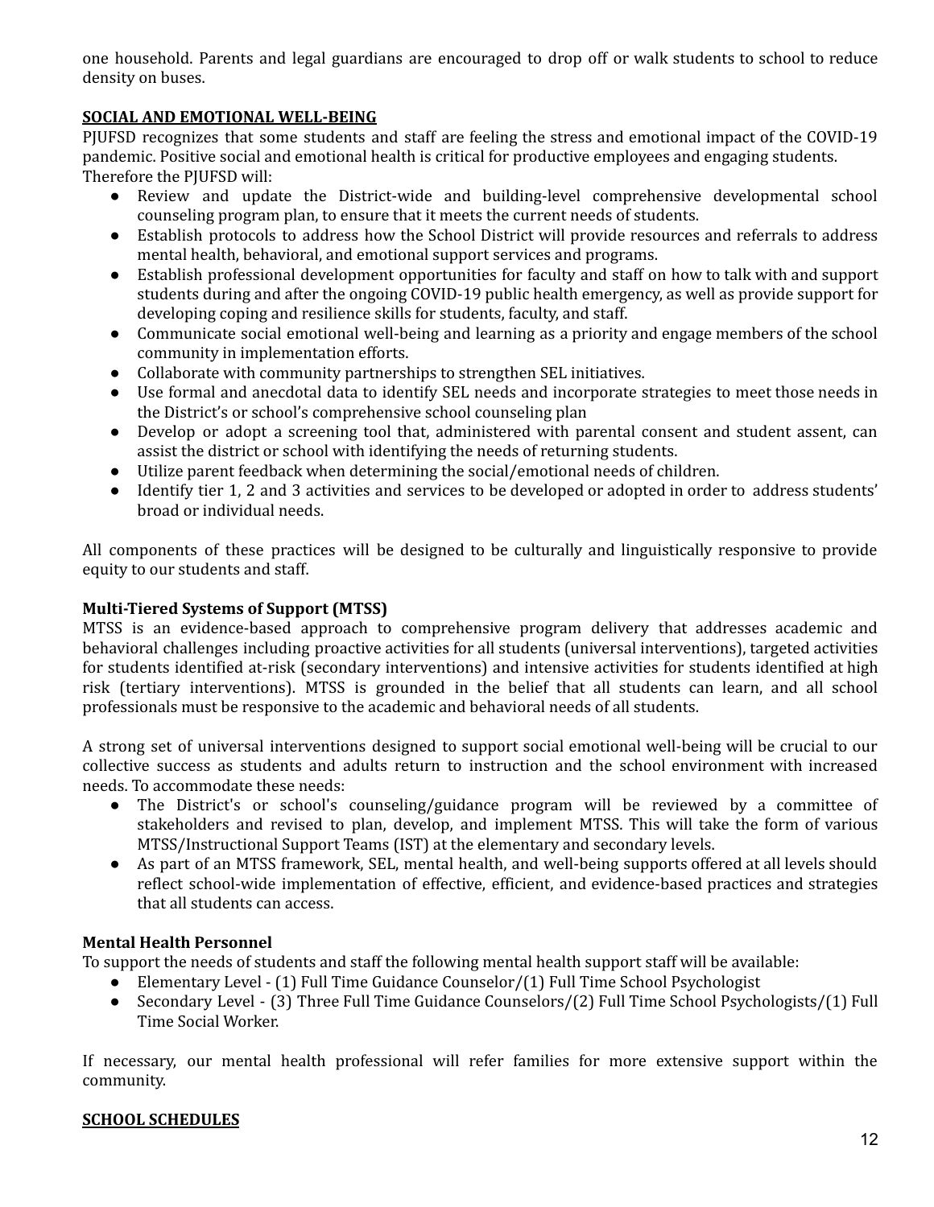one household. Parents and legal guardians are encouraged to drop off or walk students to school to reduce density on buses.

## SOCIAL AND EMOTIONAL WELL-BEING

PJUFSD recognizes that some students and staff are feeling the stress and emotional impact of the COVID-19 pandemic. Positive social and emotional health is critical for productive employees and engaging students. Therefore the PJUFSD will:

- Review and update the District-wide and building-level comprehensive developmental school counseling program plan, to ensure that it meets the current needs of students.
- Establish protocols to address how the School District will provide resources and referrals to address mental health, behavioral, and emotional support services and programs.
- Establish professional development opportunities for faculty and staff on how to talk with and support students during and after the ongoing COVID-19 public health emergency, as well as provide support for developing coping and resilience skills for students, faculty, and staff.
- Communicate social emotional well-being and learning as a priority and engage members of the school community in implementation efforts.
- Collaborate with community partnerships to strengthen SEL initiatives.
- Use formal and anecdotal data to identify SEL needs and incorporate strategies to meet those needs in the District's or school's comprehensive school counseling plan
- Develop or adopt a screening tool that, administered with parental consent and student assent, can assist the district or school with identifying the needs of returning students.
- Utilize parent feedback when determining the social/emotional needs of children.
- Identify tier 1, 2 and 3 activities and services to be developed or adopted in order to address students' broad or individual needs.

All components of these practices will be designed to be culturally and linguistically responsive to provide equity to our students and staff.

### Multi-Tiered Systems of Support (MTSS)

MTSS is an evidence-based approach to comprehensive program delivery that addresses academic and behavioral challenges including proactive activities for all students (universal interventions), targeted activities for students identified at-risk (secondary interventions) and intensive activities for students identified at high risk (tertiary interventions). MTSS is grounded in the belief that all students can learn, and all school professionals must be responsive to the academic and behavioral needs of all students.

A strong set of universal interventions designed to support social emotional well-being will be crucial to our collective success as students and adults return to instruction and the school environment with increased needs. To accommodate these needs:

- The District's or school's counseling/guidance program will be reviewed by a committee of stakeholders and revised to plan, develop, and implement MTSS. This will take the form of various MTSS/Instructional Support Teams (IST) at the elementary and secondary levels.
- As part of an MTSS framework, SEL, mental health, and well-being supports offered at all levels should reflect school-wide implementation of effective, efficient, and evidence-based practices and strategies that all students can access.

### Mental Health Personnel

To support the needs of students and staff the following mental health support staff will be available:

- Elementary Level - (1) Full Time Guidance Counselor/(1) Full Time School Psychologist
- Secondary Level - (3) Three Full Time Guidance Counselors/(2) Full Time School Psychologists/(1) Full Time Social Worker.

If necessary, our mental health professional will refer families for more extensive support within the community.

## SCHOOL SCHEDULES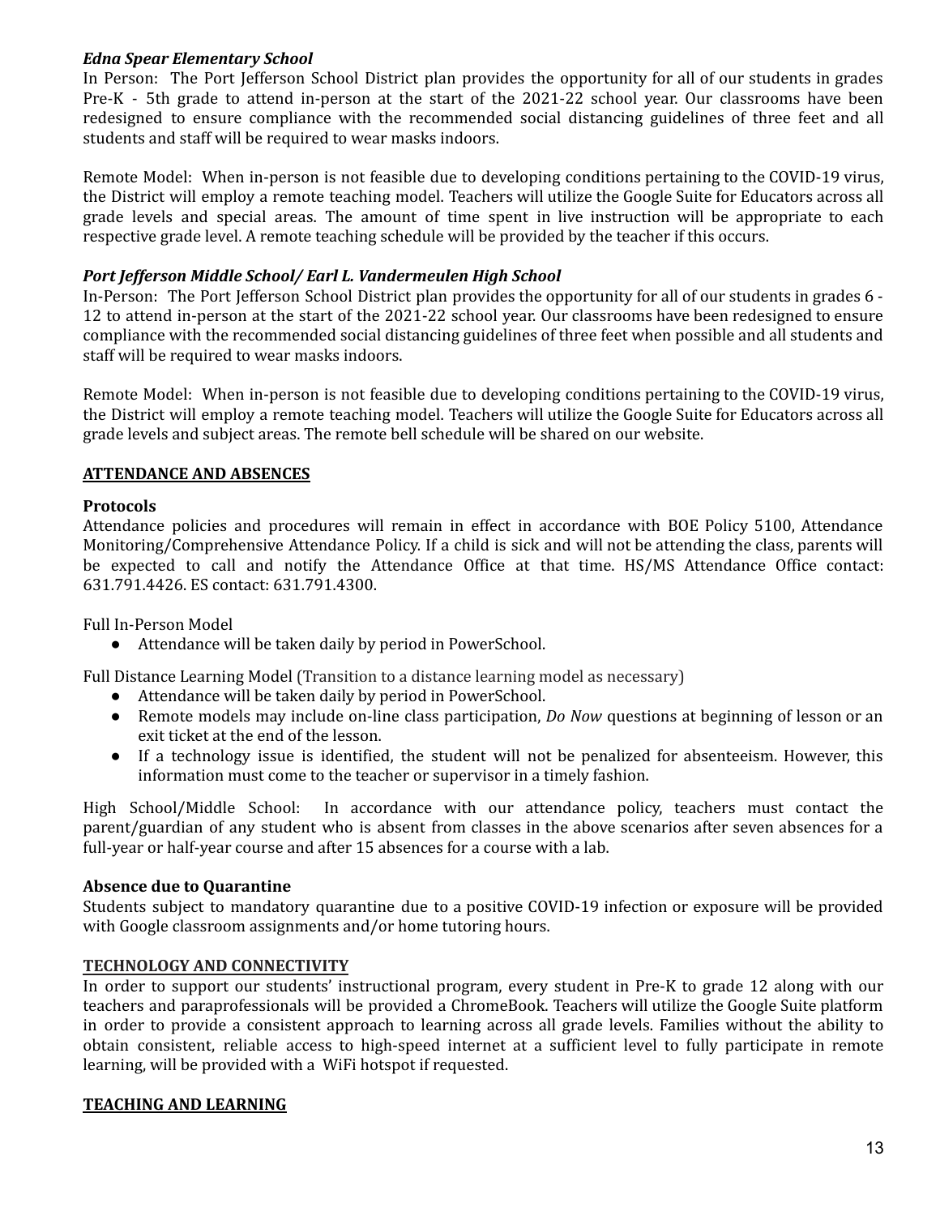***Edna Spear Elementary School***

In Person: The Port Jefferson School District plan provides the opportunity for all of our students in grades Pre-K - 5th grade to attend in-person at the start of the 2021-22 school year. Our classrooms have been redesigned to ensure compliance with the recommended social distancing guidelines of three feet and all students and staff will be required to wear masks indoors.

Remote Model: When in-person is not feasible due to developing conditions pertaining to the COVID-19 virus, the District will employ a remote teaching model. Teachers will utilize the Google Suite for Educators across all grade levels and special areas. The amount of time spent in live instruction will be appropriate to each respective grade level. A remote teaching schedule will be provided by the teacher if this occurs.

***Port Jefferson Middle School/ Earl L. Vandermeulen High School***

In-Person: The Port Jefferson School District plan provides the opportunity for all of our students in grades 6 - 12 to attend in-person at the start of the 2021-22 school year. Our classrooms have been redesigned to ensure compliance with the recommended social distancing guidelines of three feet when possible and all students and staff will be required to wear masks indoors.

Remote Model: When in-person is not feasible due to developing conditions pertaining to the COVID-19 virus, the District will employ a remote teaching model. Teachers will utilize the Google Suite for Educators across all grade levels and subject areas. The remote bell schedule will be shared on our website.

## ATTENDANCE AND ABSENCES

### Protocols

Attendance policies and procedures will remain in effect in accordance with BOE Policy 5100, Attendance Monitoring/Comprehensive Attendance Policy. If a child is sick and will not be attending the class, parents will be expected to call and notify the Attendance Office at that time. HS/MS Attendance Office contact: 631.791.4426. ES contact: 631.791.4300.

Full In-Person Model

- Attendance will be taken daily by period in PowerSchool.

Full Distance Learning Model (Transition to a distance learning model as necessary)

- Attendance will be taken daily by period in PowerSchool.
- Remote models may include on-line class participation, *Do Now* questions at beginning of lesson or an exit ticket at the end of the lesson.
- If a technology issue is identified, the student will not be penalized for absenteeism. However, this information must come to the teacher or supervisor in a timely fashion.

High School/Middle School: In accordance with our attendance policy, teachers must contact the parent/guardian of any student who is absent from classes in the above scenarios after seven absences for a full-year or half-year course and after 15 absences for a course with a lab.

### Absence due to Quarantine

Students subject to mandatory quarantine due to a positive COVID-19 infection or exposure will be provided with Google classroom assignments and/or home tutoring hours.

## TECHNOLOGY AND CONNECTIVITY

In order to support our students' instructional program, every student in Pre-K to grade 12 along with our teachers and paraprofessionals will be provided a ChromeBook. Teachers will utilize the Google Suite platform in order to provide a consistent approach to learning across all grade levels. Families without the ability to obtain consistent, reliable access to high-speed internet at a sufficient level to fully participate in remote learning, will be provided with a WiFi hotspot if requested.

## TEACHING AND LEARNING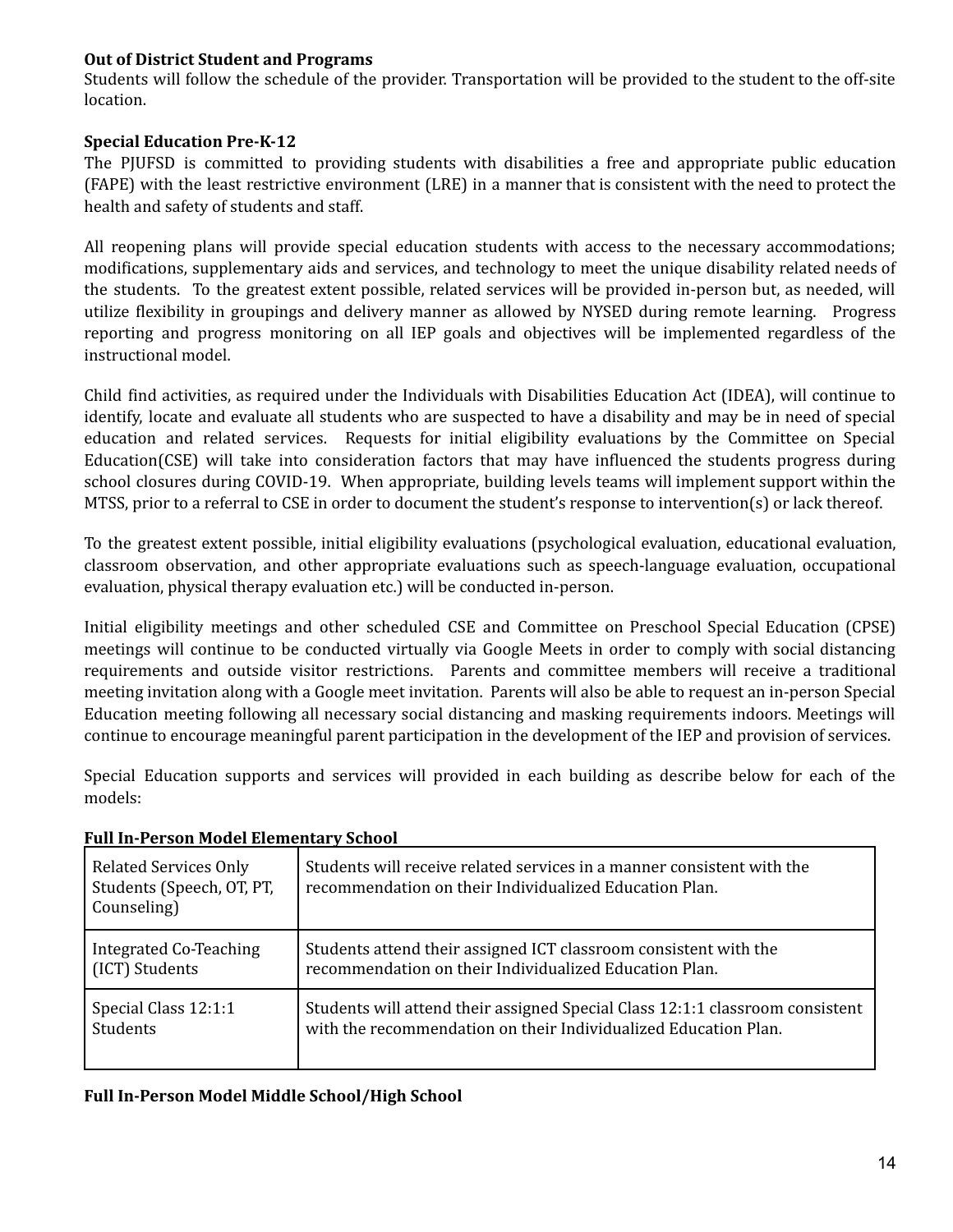**Out of District Student and Programs**
Students will follow the schedule of the provider. Transportation will be provided to the student to the off-site location.

**Special Education Pre-K-12**
The PJUFSD is committed to providing students with disabilities a free and appropriate public education (FAPE) with the least restrictive environment (LRE) in a manner that is consistent with the need to protect the health and safety of students and staff.

All reopening plans will provide special education students with access to the necessary accommodations; modifications, supplementary aids and services, and technology to meet the unique disability related needs of the students. To the greatest extent possible, related services will be provided in-person but, as needed, will utilize flexibility in groupings and delivery manner as allowed by NYSED during remote learning. Progress reporting and progress monitoring on all IEP goals and objectives will be implemented regardless of the instructional model.

Child find activities, as required under the Individuals with Disabilities Education Act (IDEA), will continue to identify, locate and evaluate all students who are suspected to have a disability and may be in need of special education and related services. Requests for initial eligibility evaluations by the Committee on Special Education(CSE) will take into consideration factors that may have influenced the students progress during school closures during COVID-19. When appropriate, building levels teams will implement support within the MTSS, prior to a referral to CSE in order to document the student's response to intervention(s) or lack thereof.

To the greatest extent possible, initial eligibility evaluations (psychological evaluation, educational evaluation, classroom observation, and other appropriate evaluations such as speech-language evaluation, occupational evaluation, physical therapy evaluation etc.) will be conducted in-person.

Initial eligibility meetings and other scheduled CSE and Committee on Preschool Special Education (CPSE) meetings will continue to be conducted virtually via Google Meets in order to comply with social distancing requirements and outside visitor restrictions. Parents and committee members will receive a traditional meeting invitation along with a Google meet invitation. Parents will also be able to request an in-person Special Education meeting following all necessary social distancing and masking requirements indoors. Meetings will continue to encourage meaningful parent participation in the development of the IEP and provision of services.

Special Education supports and services will provided in each building as describe below for each of the models:

**Full In-Person Model Elementary School**

| | |
|---|---|
| Related Services Only Students (Speech, OT, PT, Counseling) | Students will receive related services in a manner consistent with the recommendation on their Individualized Education Plan. |
| Integrated Co-Teaching (ICT) Students | Students attend their assigned ICT classroom consistent with the recommendation on their Individualized Education Plan. |
| Special Class 12:1:1 Students | Students will attend their assigned Special Class 12:1:1 classroom consistent with the recommendation on their Individualized Education Plan. |

**Full In-Person Model Middle School/High School**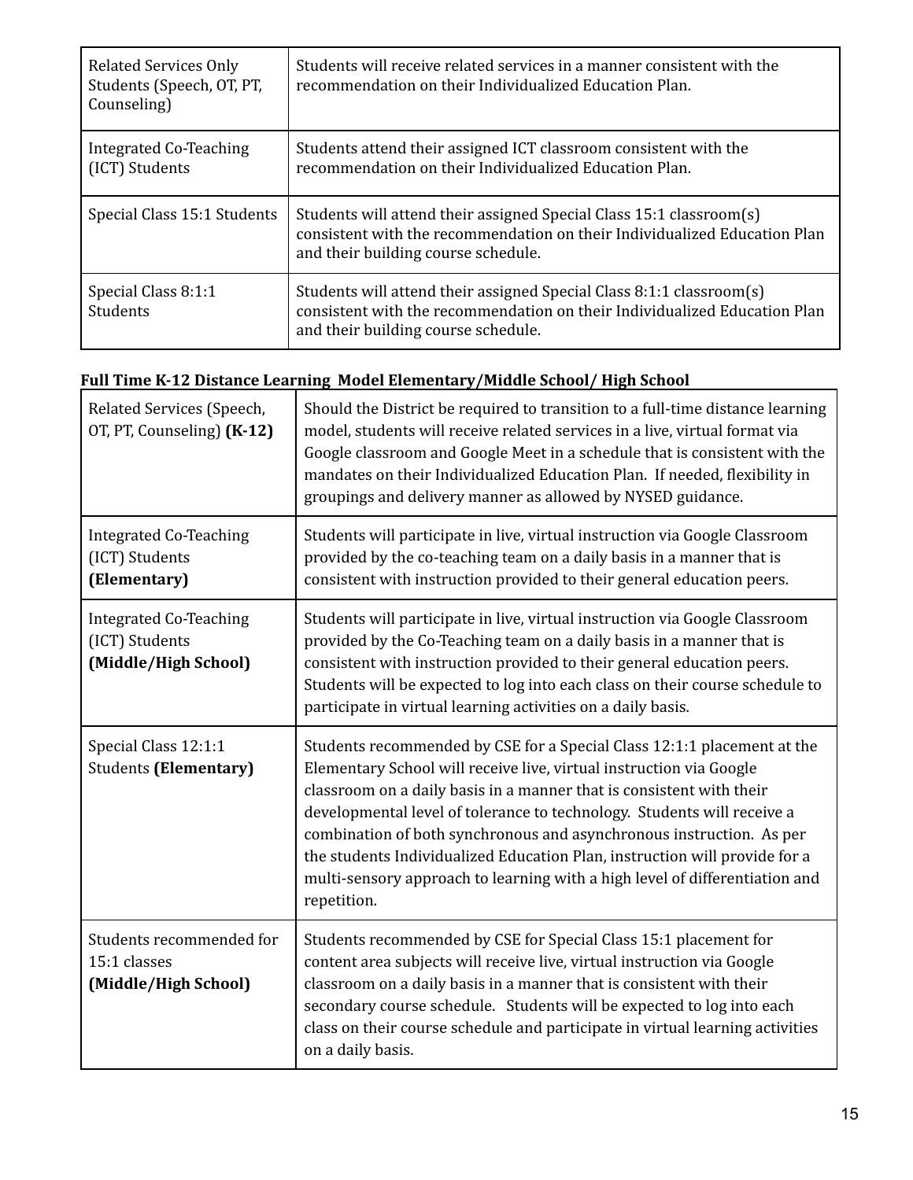| Related Services Only Students (Speech, OT, PT, Counseling) | Students will receive related services in a manner consistent with the recommendation on their Individualized Education Plan. |
|---|---|
| Integrated Co-Teaching (ICT) Students | Students attend their assigned ICT classroom consistent with the recommendation on their Individualized Education Plan. |
| Special Class 15:1 Students | Students will attend their assigned Special Class 15:1 classroom(s) consistent with the recommendation on their Individualized Education Plan and their building course schedule. |
| Special Class 8:1:1 Students | Students will attend their assigned Special Class 8:1:1 classroom(s) consistent with the recommendation on their Individualized Education Plan and their building course schedule. |

**Full Time K-12 Distance Learning Model Elementary/Middle School/ High School**

| Related Services (Speech, OT, PT, Counseling) **(K-12)** | Should the District be required to transition to a full-time distance learning model, students will receive related services in a live, virtual format via Google classroom and Google Meet in a schedule that is consistent with the mandates on their Individualized Education Plan. If needed, flexibility in groupings and delivery manner as allowed by NYSED guidance. |
|---|---|
| Integrated Co-Teaching (ICT) Students **(Elementary)** | Students will participate in live, virtual instruction via Google Classroom provided by the co-teaching team on a daily basis in a manner that is consistent with instruction provided to their general education peers. |
| Integrated Co-Teaching (ICT) Students **(Middle/High School)** | Students will participate in live, virtual instruction via Google Classroom provided by the Co-Teaching team on a daily basis in a manner that is consistent with instruction provided to their general education peers. Students will be expected to log into each class on their course schedule to participate in virtual learning activities on a daily basis. |
| Special Class 12:1:1 Students **(Elementary)** | Students recommended by CSE for a Special Class 12:1:1 placement at the Elementary School will receive live, virtual instruction via Google classroom on a daily basis in a manner that is consistent with their developmental level of tolerance to technology. Students will receive a combination of both synchronous and asynchronous instruction. As per the students Individualized Education Plan, instruction will provide for a multi-sensory approach to learning with a high level of differentiation and repetition. |
| Students recommended for 15:1 classes **(Middle/High School)** | Students recommended by CSE for Special Class 15:1 placement for content area subjects will receive live, virtual instruction via Google classroom on a daily basis in a manner that is consistent with their secondary course schedule. Students will be expected to log into each class on their course schedule and participate in virtual learning activities on a daily basis. |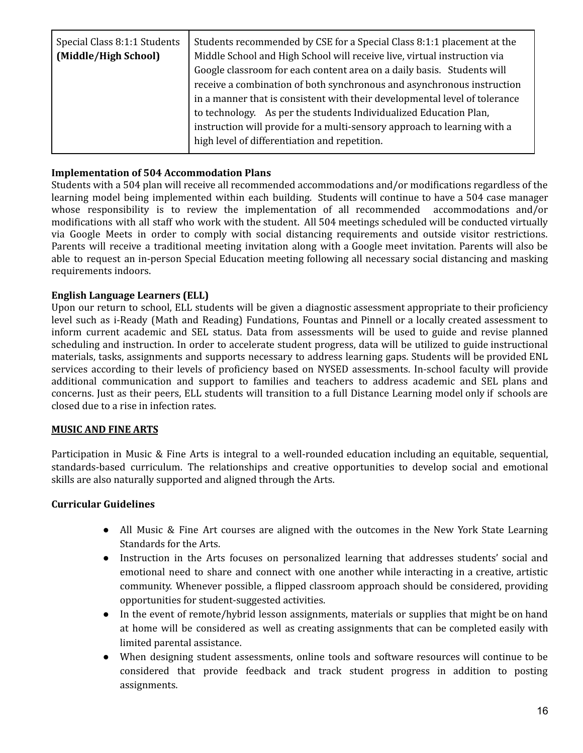| Special Class 8:1:1 Students **(Middle/High School)** | Students recommended by CSE for a Special Class 8:1:1 placement at the Middle School and High School will receive live, virtual instruction via Google classroom for each content area on a daily basis. Students will receive a combination of both synchronous and asynchronous instruction in a manner that is consistent with their developmental level of tolerance to technology. As per the students Individualized Education Plan, instruction will provide for a multi-sensory approach to learning with a high level of differentiation and repetition. |
|---|---|

**Implementation of 504 Accommodation Plans**
Students with a 504 plan will receive all recommended accommodations and/or modifications regardless of the learning model being implemented within each building. Students will continue to have a 504 case manager whose responsibility is to review the implementation of all recommended accommodations and/or modifications with all staff who work with the student. All 504 meetings scheduled will be conducted virtually via Google Meets in order to comply with social distancing requirements and outside visitor restrictions. Parents will receive a traditional meeting invitation along with a Google meet invitation. Parents will also be able to request an in-person Special Education meeting following all necessary social distancing and masking requirements indoors.

**English Language Learners (ELL)**
Upon our return to school, ELL students will be given a diagnostic assessment appropriate to their proficiency level such as i-Ready (Math and Reading) Fundations, Fountas and Pinnell or a locally created assessment to inform current academic and SEL status. Data from assessments will be used to guide and revise planned scheduling and instruction. In order to accelerate student progress, data will be utilized to guide instructional materials, tasks, assignments and supports necessary to address learning gaps. Students will be provided ENL services according to their levels of proficiency based on NYSED assessments. In-school faculty will provide additional communication and support to families and teachers to address academic and SEL plans and concerns. Just as their peers, ELL students will transition to a full Distance Learning model only if schools are closed due to a rise in infection rates.

## MUSIC AND FINE ARTS

Participation in Music & Fine Arts is integral to a well-rounded education including an equitable, sequential, standards-based curriculum. The relationships and creative opportunities to develop social and emotional skills are also naturally supported and aligned through the Arts.

**Curricular Guidelines**

- All Music & Fine Art courses are aligned with the outcomes in the New York State Learning Standards for the Arts.
- Instruction in the Arts focuses on personalized learning that addresses students' social and emotional need to share and connect with one another while interacting in a creative, artistic community. Whenever possible, a flipped classroom approach should be considered, providing opportunities for student-suggested activities.
- In the event of remote/hybrid lesson assignments, materials or supplies that might be on hand at home will be considered as well as creating assignments that can be completed easily with limited parental assistance.
- When designing student assessments, online tools and software resources will continue to be considered that provide feedback and track student progress in addition to posting assignments.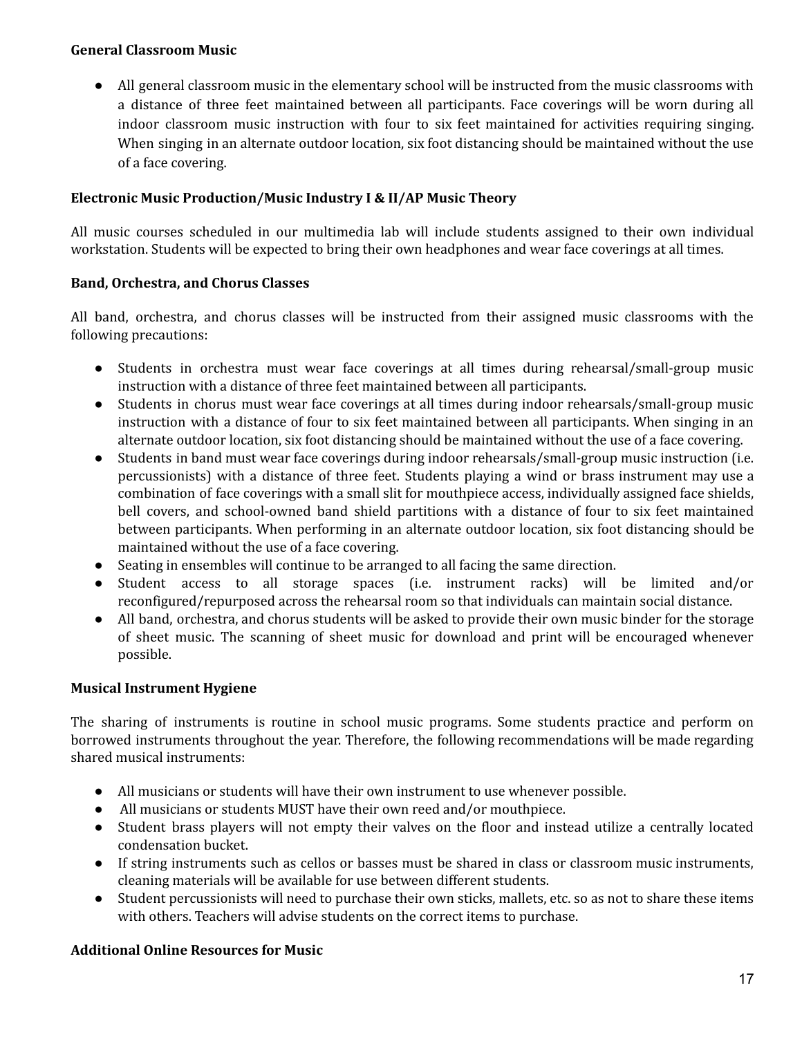**General Classroom Music**

- All general classroom music in the elementary school will be instructed from the music classrooms with a distance of three feet maintained between all participants. Face coverings will be worn during all indoor classroom music instruction with four to six feet maintained for activities requiring singing. When singing in an alternate outdoor location, six foot distancing should be maintained without the use of a face covering.

**Electronic Music Production/Music Industry I & II/AP Music Theory**

All music courses scheduled in our multimedia lab will include students assigned to their own individual workstation. Students will be expected to bring their own headphones and wear face coverings at all times.

**Band, Orchestra, and Chorus Classes**

All band, orchestra, and chorus classes will be instructed from their assigned music classrooms with the following precautions:

- Students in orchestra must wear face coverings at all times during rehearsal/small-group music instruction with a distance of three feet maintained between all participants.
- Students in chorus must wear face coverings at all times during indoor rehearsals/small-group music instruction with a distance of four to six feet maintained between all participants. When singing in an alternate outdoor location, six foot distancing should be maintained without the use of a face covering.
- Students in band must wear face coverings during indoor rehearsals/small-group music instruction (i.e. percussionists) with a distance of three feet. Students playing a wind or brass instrument may use a combination of face coverings with a small slit for mouthpiece access, individually assigned face shields, bell covers, and school-owned band shield partitions with a distance of four to six feet maintained between participants. When performing in an alternate outdoor location, six foot distancing should be maintained without the use of a face covering.
- Seating in ensembles will continue to be arranged to all facing the same direction.
- Student access to all storage spaces (i.e. instrument racks) will be limited and/or reconfigured/repurposed across the rehearsal room so that individuals can maintain social distance.
- All band, orchestra, and chorus students will be asked to provide their own music binder for the storage of sheet music. The scanning of sheet music for download and print will be encouraged whenever possible.

**Musical Instrument Hygiene**

The sharing of instruments is routine in school music programs. Some students practice and perform on borrowed instruments throughout the year. Therefore, the following recommendations will be made regarding shared musical instruments:

- All musicians or students will have their own instrument to use whenever possible.
- All musicians or students MUST have their own reed and/or mouthpiece.
- Student brass players will not empty their valves on the floor and instead utilize a centrally located condensation bucket.
- If string instruments such as cellos or basses must be shared in class or classroom music instruments, cleaning materials will be available for use between different students.
- Student percussionists will need to purchase their own sticks, mallets, etc. so as not to share these items with others. Teachers will advise students on the correct items to purchase.

**Additional Online Resources for Music**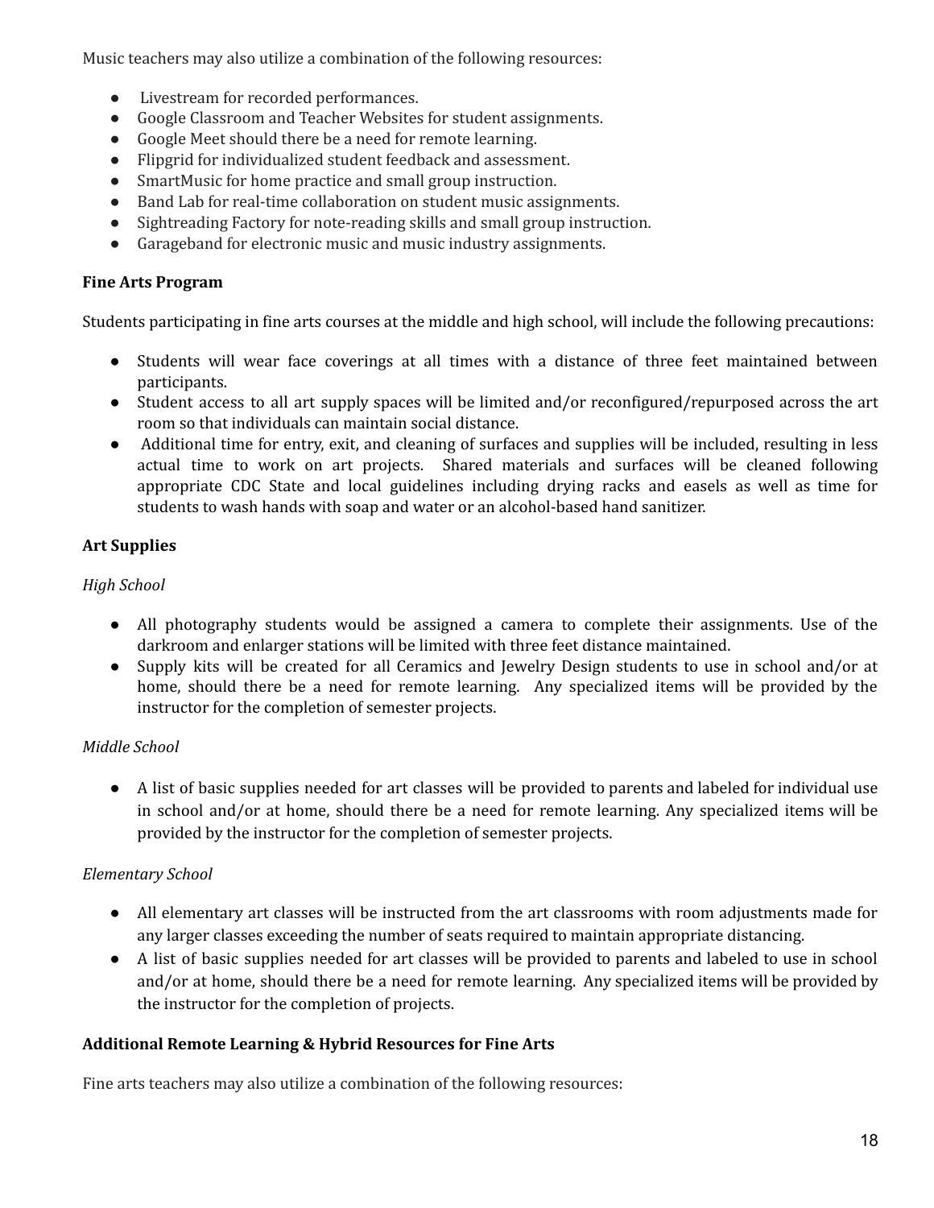Music teachers may also utilize a combination of the following resources:

- Livestream for recorded performances.
- Google Classroom and Teacher Websites for student assignments.
- Google Meet should there be a need for remote learning.
- Flipgrid for individualized student feedback and assessment.
- SmartMusic for home practice and small group instruction.
- Band Lab for real-time collaboration on student music assignments.
- Sightreading Factory for note-reading skills and small group instruction.
- Garageband for electronic music and music industry assignments.

**Fine Arts Program**

Students participating in fine arts courses at the middle and high school, will include the following precautions:

- Students will wear face coverings at all times with a distance of three feet maintained between participants.
- Student access to all art supply spaces will be limited and/or reconfigured/repurposed across the art room so that individuals can maintain social distance.
- Additional time for entry, exit, and cleaning of surfaces and supplies will be included, resulting in less actual time to work on art projects. Shared materials and surfaces will be cleaned following appropriate CDC State and local guidelines including drying racks and easels as well as time for students to wash hands with soap and water or an alcohol-based hand sanitizer.

**Art Supplies**

*High School*

- All photography students would be assigned a camera to complete their assignments. Use of the darkroom and enlarger stations will be limited with three feet distance maintained.
- Supply kits will be created for all Ceramics and Jewelry Design students to use in school and/or at home, should there be a need for remote learning. Any specialized items will be provided by the instructor for the completion of semester projects.

*Middle School*

- A list of basic supplies needed for art classes will be provided to parents and labeled for individual use in school and/or at home, should there be a need for remote learning. Any specialized items will be provided by the instructor for the completion of semester projects.

*Elementary School*

- All elementary art classes will be instructed from the art classrooms with room adjustments made for any larger classes exceeding the number of seats required to maintain appropriate distancing.
- A list of basic supplies needed for art classes will be provided to parents and labeled to use in school and/or at home, should there be a need for remote learning. Any specialized items will be provided by the instructor for the completion of projects.

**Additional Remote Learning & Hybrid Resources for Fine Arts**

Fine arts teachers may also utilize a combination of the following resources: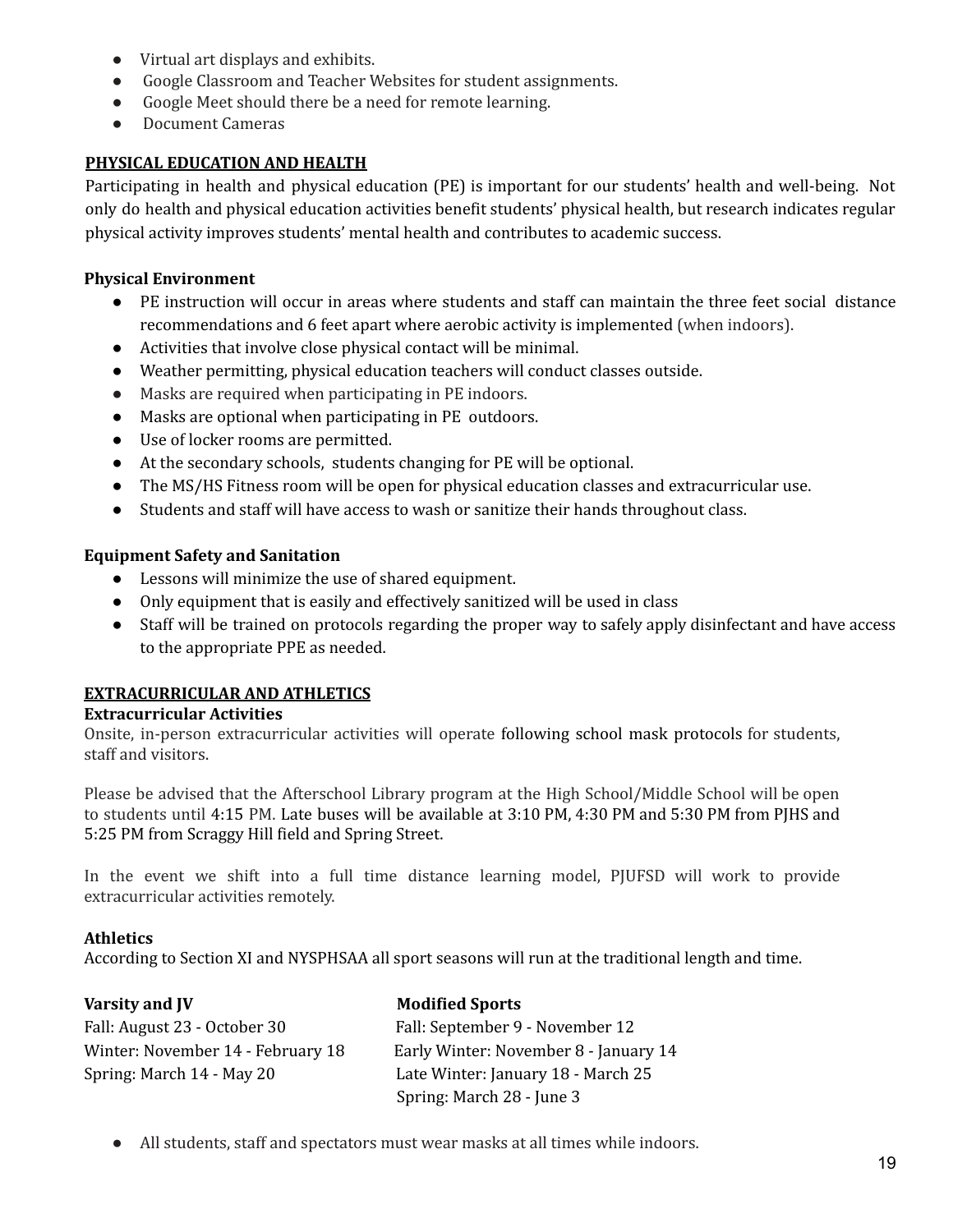- Virtual art displays and exhibits.
- Google Classroom and Teacher Websites for student assignments.
- Google Meet should there be a need for remote learning.
- Document Cameras

## PHYSICAL EDUCATION AND HEALTH

Participating in health and physical education (PE) is important for our students' health and well-being. Not only do health and physical education activities benefit students' physical health, but research indicates regular physical activity improves students' mental health and contributes to academic success.

### Physical Environment

- PE instruction will occur in areas where students and staff can maintain the three feet social distance recommendations and 6 feet apart where aerobic activity is implemented (when indoors).
- Activities that involve close physical contact will be minimal.
- Weather permitting, physical education teachers will conduct classes outside.
- Masks are required when participating in PE indoors.
- Masks are optional when participating in PE outdoors.
- Use of locker rooms are permitted.
- At the secondary schools, students changing for PE will be optional.
- The MS/HS Fitness room will be open for physical education classes and extracurricular use.
- Students and staff will have access to wash or sanitize their hands throughout class.

### Equipment Safety and Sanitation

- Lessons will minimize the use of shared equipment.
- Only equipment that is easily and effectively sanitized will be used in class
- Staff will be trained on protocols regarding the proper way to safely apply disinfectant and have access to the appropriate PPE as needed.

## EXTRACURRICULAR AND ATHLETICS

### Extracurricular Activities

Onsite, in-person extracurricular activities will operate following school mask protocols for students, staff and visitors.

Please be advised that the Afterschool Library program at the High School/Middle School will be open to students until 4:15 PM. Late buses will be available at 3:10 PM, 4:30 PM and 5:30 PM from PJHS and 5:25 PM from Scraggy Hill field and Spring Street.

In the event we shift into a full time distance learning model, PJUFSD will work to provide extracurricular activities remotely.

### Athletics

According to Section XI and NYSPHSAA all sport seasons will run at the traditional length and time.

| Varsity and JV | Modified Sports |
|---|---|
| Fall: August 23 - October 30 | Fall: September 9 - November 12 |
| Winter: November 14 - February 18 | Early Winter: November 8 - January 14 |
| Spring: March 14 - May 20 | Late Winter: January 18 - March 25 |
| | Spring: March 28 - June 3 |

- All students, staff and spectators must wear masks at all times while indoors.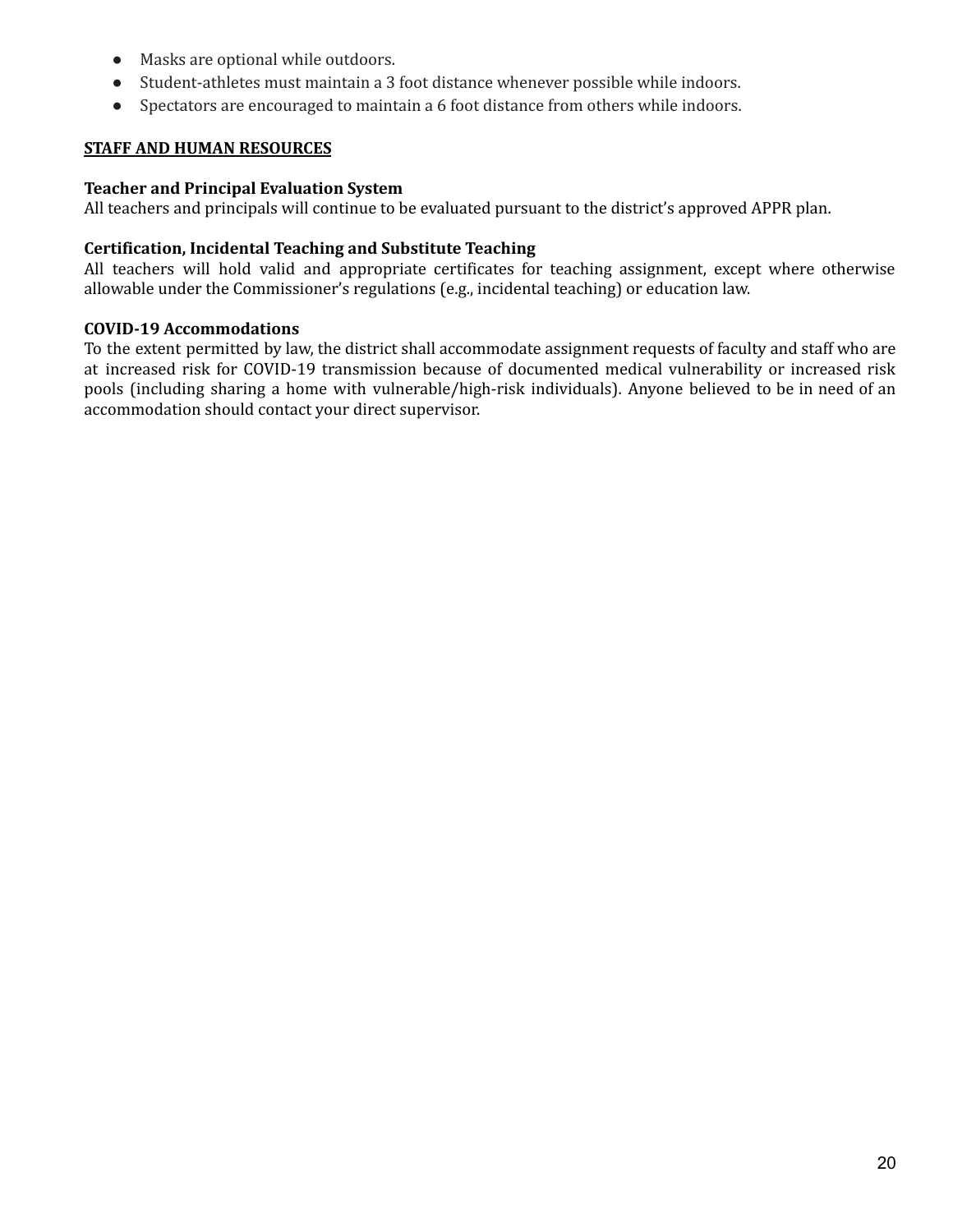- Masks are optional while outdoors.
- Student-athletes must maintain a 3 foot distance whenever possible while indoors.
- Spectators are encouraged to maintain a 6 foot distance from others while indoors.

## STAFF AND HUMAN RESOURCES

**Teacher and Principal Evaluation System**
All teachers and principals will continue to be evaluated pursuant to the district's approved APPR plan.

**Certification, Incidental Teaching and Substitute Teaching**
All teachers will hold valid and appropriate certificates for teaching assignment, except where otherwise allowable under the Commissioner's regulations (e.g., incidental teaching) or education law.

**COVID-19 Accommodations**
To the extent permitted by law, the district shall accommodate assignment requests of faculty and staff who are at increased risk for COVID-19 transmission because of documented medical vulnerability or increased risk pools (including sharing a home with vulnerable/high-risk individuals). Anyone believed to be in need of an accommodation should contact your direct supervisor.